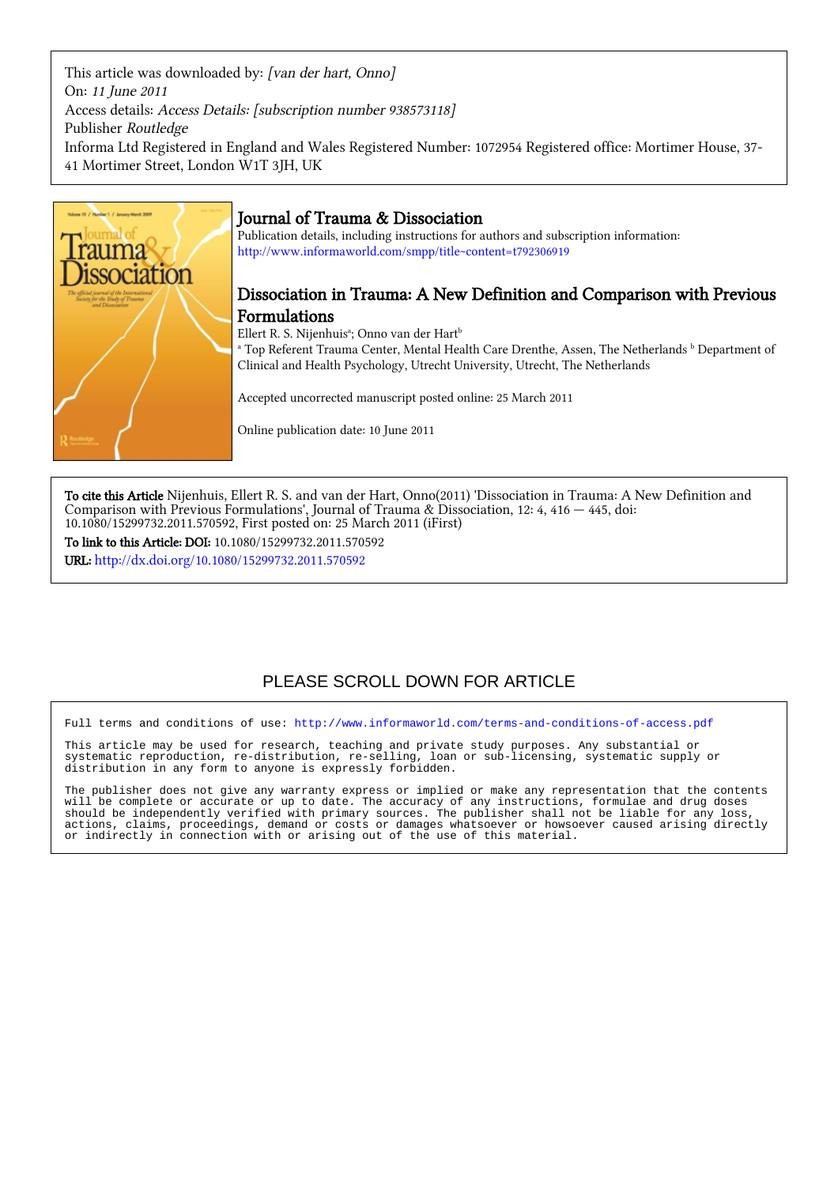This article was downloaded by: *[van der hart, Onno]*
On: *11 June 2011*
Access details: *Access Details: [subscription number 938573118]*
Publisher *Routledge*
Informa Ltd Registered in England and Wales Registered Number: 1072954 Registered office: Mortimer House, 37-41 Mortimer Street, London W1T 3JH, UK

# Journal of Trauma & Dissociation

Publication details, including instructions for authors and subscription information:
http://www.informaworld.com/smpp/title~content=t792306919

## Dissociation in Trauma: A New Definition and Comparison with Previous Formulations

Ellert R. S. Nijenhuis[a]; Onno van der Hart[b]

[a] Top Referent Trauma Center, Mental Health Care Drenthe, Assen, The Netherlands [b] Department of Clinical and Health Psychology, Utrecht University, Utrecht, The Netherlands

Accepted uncorrected manuscript posted online: 25 March 2011

Online publication date: 10 June 2011

**To cite this Article** Nijenhuis, Ellert R. S. and van der Hart, Onno(2011) 'Dissociation in Trauma: A New Definition and Comparison with Previous Formulations', Journal of Trauma & Dissociation, 12: 4, 416 — 445, doi: 10.1080/15299732.2011.570592, First posted on: 25 March 2011 (iFirst)

**To link to this Article: DOI:** 10.1080/15299732.2011.570592

**URL:** http://dx.doi.org/10.1080/15299732.2011.570592

PLEASE SCROLL DOWN FOR ARTICLE

Full terms and conditions of use: http://www.informaworld.com/terms-and-conditions-of-access.pdf

This article may be used for research, teaching and private study purposes. Any substantial or systematic reproduction, re-distribution, re-selling, loan or sub-licensing, systematic supply or distribution in any form to anyone is expressly forbidden.

The publisher does not give any warranty express or implied or make any representation that the contents will be complete or accurate or up to date. The accuracy of any instructions, formulae and drug doses should be independently verified with primary sources. The publisher shall not be liable for any loss, actions, claims, proceedings, demand or costs or damages whatsoever or howsoever caused arising directly or indirectly in connection with or arising out of the use of this material.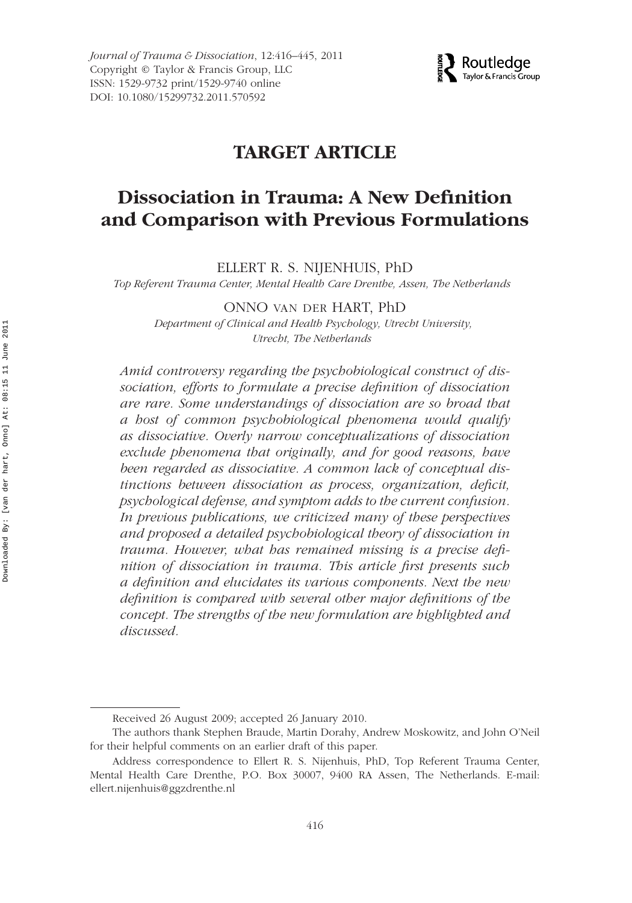TARGET ARTICLE

# Dissociation in Trauma: A New Definition and Comparison with Previous Formulations

ELLERT R. S. NIJENHUIS, PhD

*Top Referent Trauma Center, Mental Health Care Drenthe, Assen, The Netherlands*

ONNO VAN DER HART, PhD

*Department of Clinical and Health Psychology, Utrecht University, Utrecht, The Netherlands*

*Amid controversy regarding the psychobiological construct of dissociation, efforts to formulate a precise definition of dissociation are rare. Some understandings of dissociation are so broad that a host of common psychobiological phenomena would qualify as dissociative. Overly narrow conceptualizations of dissociation exclude phenomena that originally, and for good reasons, have been regarded as dissociative. A common lack of conceptual distinctions between dissociation as process, organization, deficit, psychological defense, and symptom adds to the current confusion. In previous publications, we criticized many of these perspectives and proposed a detailed psychobiological theory of dissociation in trauma. However, what has remained missing is a precise definition of dissociation in trauma. This article first presents such a definition and elucidates its various components. Next the new definition is compared with several other major definitions of the concept. The strengths of the new formulation are highlighted and discussed.*

Received 26 August 2009; accepted 26 January 2010.

The authors thank Stephen Braude, Martin Dorahy, Andrew Moskowitz, and John O'Neil for their helpful comments on an earlier draft of this paper.

Address correspondence to Ellert R. S. Nijenhuis, PhD, Top Referent Trauma Center, Mental Health Care Drenthe, P.O. Box 30007, 9400 RA Assen, The Netherlands. E-mail: ellert.nijenhuis@ggzdrenthe.nl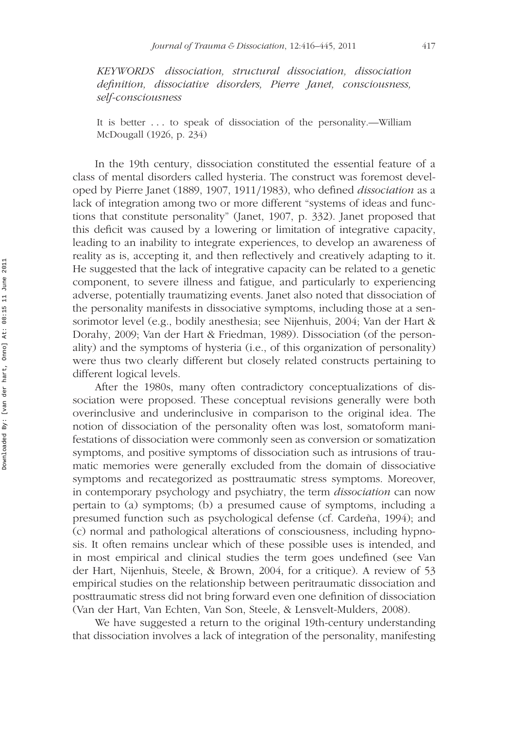*KEYWORDS dissociation, structural dissociation, dissociation definition, dissociative disorders, Pierre Janet, consciousness, self-consciousness*

> It is better . . . to speak of dissociation of the personality.—William McDougall (1926, p. 234)

In the 19th century, dissociation constituted the essential feature of a class of mental disorders called hysteria. The construct was foremost developed by Pierre Janet (1889, 1907, 1911/1983), who defined *dissociation* as a lack of integration among two or more different "systems of ideas and functions that constitute personality" (Janet, 1907, p. 332). Janet proposed that this deficit was caused by a lowering or limitation of integrative capacity, leading to an inability to integrate experiences, to develop an awareness of reality as is, accepting it, and then reflectively and creatively adapting to it. He suggested that the lack of integrative capacity can be related to a genetic component, to severe illness and fatigue, and particularly to experiencing adverse, potentially traumatizing events. Janet also noted that dissociation of the personality manifests in dissociative symptoms, including those at a sensorimotor level (e.g., bodily anesthesia; see Nijenhuis, 2004; Van der Hart & Dorahy, 2009; Van der Hart & Friedman, 1989). Dissociation (of the personality) and the symptoms of hysteria (i.e., of this organization of personality) were thus two clearly different but closely related constructs pertaining to different logical levels.

After the 1980s, many often contradictory conceptualizations of dissociation were proposed. These conceptual revisions generally were both overinclusive and underinclusive in comparison to the original idea. The notion of dissociation of the personality often was lost, somatoform manifestations of dissociation were commonly seen as conversion or somatization symptoms, and positive symptoms of dissociation such as intrusions of traumatic memories were generally excluded from the domain of dissociative symptoms and recategorized as posttraumatic stress symptoms. Moreover, in contemporary psychology and psychiatry, the term *dissociation* can now pertain to (a) symptoms; (b) a presumed cause of symptoms, including a presumed function such as psychological defense (cf. Cardeña, 1994); and (c) normal and pathological alterations of consciousness, including hypnosis. It often remains unclear which of these possible uses is intended, and in most empirical and clinical studies the term goes undefined (see Van der Hart, Nijenhuis, Steele, & Brown, 2004, for a critique). A review of 53 empirical studies on the relationship between peritraumatic dissociation and posttraumatic stress did not bring forward even one definition of dissociation (Van der Hart, Van Echten, Van Son, Steele, & Lensvelt-Mulders, 2008).

We have suggested a return to the original 19th-century understanding that dissociation involves a lack of integration of the personality, manifesting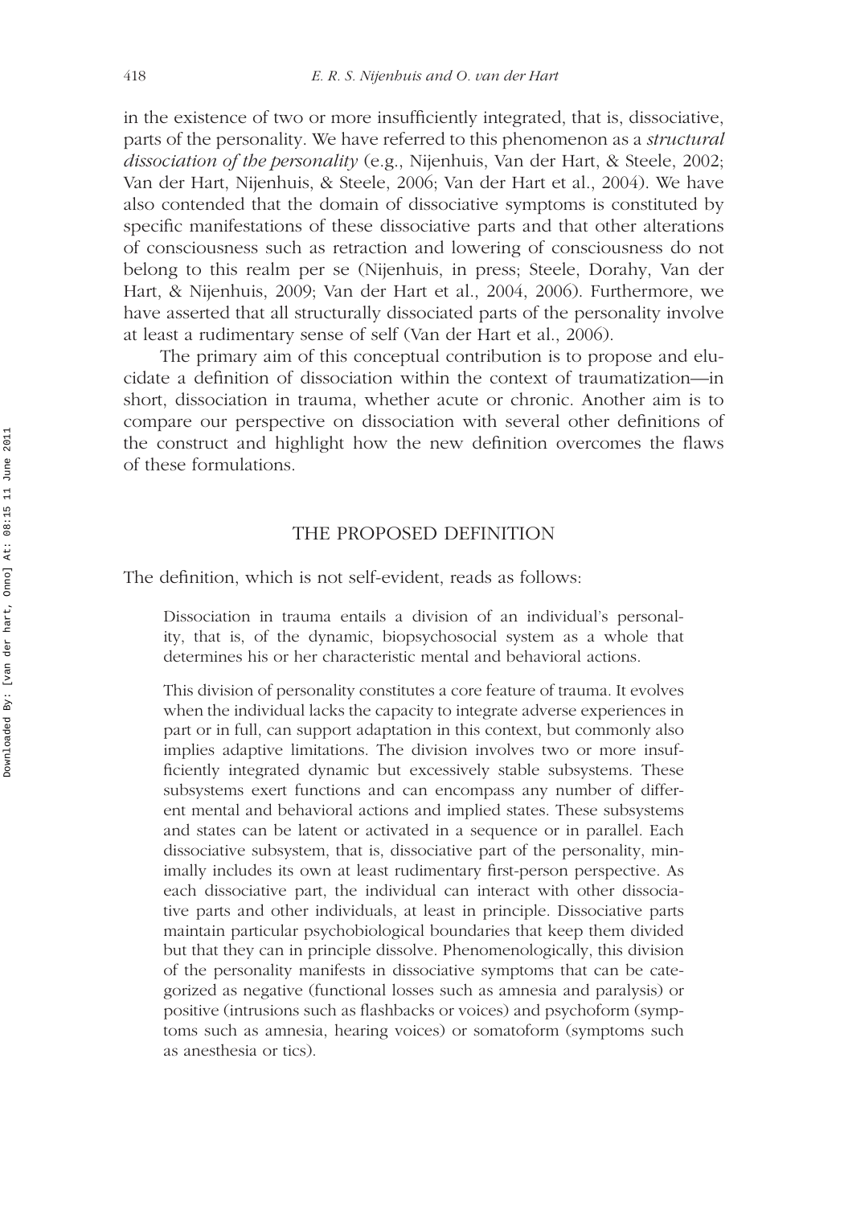in the existence of two or more insufficiently integrated, that is, dissociative, parts of the personality. We have referred to this phenomenon as a *structural dissociation of the personality* (e.g., Nijenhuis, Van der Hart, & Steele, 2002; Van der Hart, Nijenhuis, & Steele, 2006; Van der Hart et al., 2004). We have also contended that the domain of dissociative symptoms is constituted by specific manifestations of these dissociative parts and that other alterations of consciousness such as retraction and lowering of consciousness do not belong to this realm per se (Nijenhuis, in press; Steele, Dorahy, Van der Hart, & Nijenhuis, 2009; Van der Hart et al., 2004, 2006). Furthermore, we have asserted that all structurally dissociated parts of the personality involve at least a rudimentary sense of self (Van der Hart et al., 2006).

The primary aim of this conceptual contribution is to propose and elucidate a definition of dissociation within the context of traumatization—in short, dissociation in trauma, whether acute or chronic. Another aim is to compare our perspective on dissociation with several other definitions of the construct and highlight how the new definition overcomes the flaws of these formulations.

## THE PROPOSED DEFINITION

The definition, which is not self-evident, reads as follows:

> Dissociation in trauma entails a division of an individual's personality, that is, of the dynamic, biopsychosocial system as a whole that determines his or her characteristic mental and behavioral actions.
>
> This division of personality constitutes a core feature of trauma. It evolves when the individual lacks the capacity to integrate adverse experiences in part or in full, can support adaptation in this context, but commonly also implies adaptive limitations. The division involves two or more insufficiently integrated dynamic but excessively stable subsystems. These subsystems exert functions and can encompass any number of different mental and behavioral actions and implied states. These subsystems and states can be latent or activated in a sequence or in parallel. Each dissociative subsystem, that is, dissociative part of the personality, minimally includes its own at least rudimentary first-person perspective. As each dissociative part, the individual can interact with other dissociative parts and other individuals, at least in principle. Dissociative parts maintain particular psychobiological boundaries that keep them divided but that they can in principle dissolve. Phenomenologically, this division of the personality manifests in dissociative symptoms that can be categorized as negative (functional losses such as amnesia and paralysis) or positive (intrusions such as flashbacks or voices) and psychoform (symptoms such as amnesia, hearing voices) or somatoform (symptoms such as anesthesia or tics).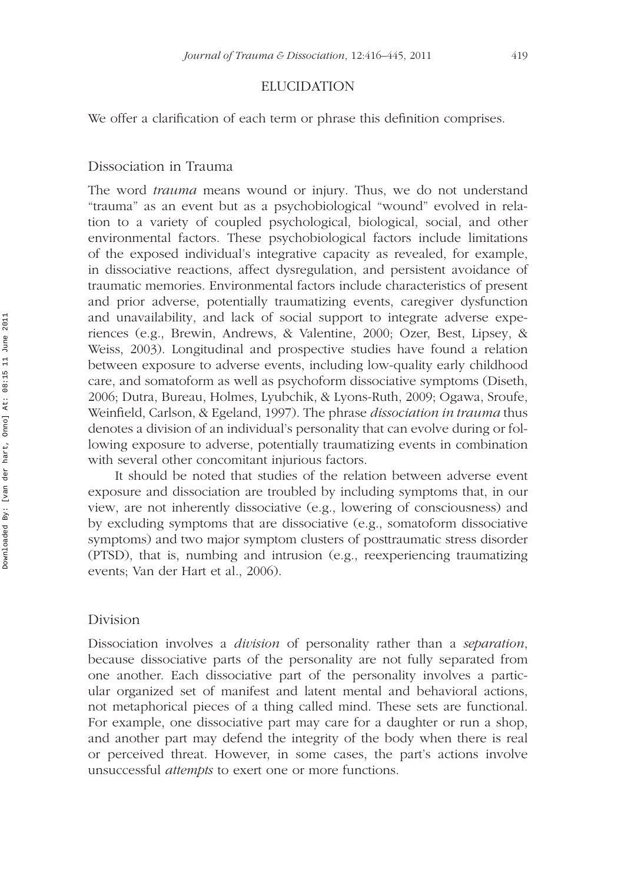## ELUCIDATION

We offer a clarification of each term or phrase this definition comprises.

### Dissociation in Trauma

The word *trauma* means wound or injury. Thus, we do not understand "trauma" as an event but as a psychobiological "wound" evolved in relation to a variety of coupled psychological, biological, social, and other environmental factors. These psychobiological factors include limitations of the exposed individual's integrative capacity as revealed, for example, in dissociative reactions, affect dysregulation, and persistent avoidance of traumatic memories. Environmental factors include characteristics of present and prior adverse, potentially traumatizing events, caregiver dysfunction and unavailability, and lack of social support to integrate adverse experiences (e.g., Brewin, Andrews, & Valentine, 2000; Ozer, Best, Lipsey, & Weiss, 2003). Longitudinal and prospective studies have found a relation between exposure to adverse events, including low-quality early childhood care, and somatoform as well as psychoform dissociative symptoms (Diseth, 2006; Dutra, Bureau, Holmes, Lyubchik, & Lyons-Ruth, 2009; Ogawa, Sroufe, Weinfield, Carlson, & Egeland, 1997). The phrase *dissociation in trauma* thus denotes a division of an individual's personality that can evolve during or following exposure to adverse, potentially traumatizing events in combination with several other concomitant injurious factors.

It should be noted that studies of the relation between adverse event exposure and dissociation are troubled by including symptoms that, in our view, are not inherently dissociative (e.g., lowering of consciousness) and by excluding symptoms that are dissociative (e.g., somatoform dissociative symptoms) and two major symptom clusters of posttraumatic stress disorder (PTSD), that is, numbing and intrusion (e.g., reexperiencing traumatizing events; Van der Hart et al., 2006).

### Division

Dissociation involves a *division* of personality rather than a *separation*, because dissociative parts of the personality are not fully separated from one another. Each dissociative part of the personality involves a particular organized set of manifest and latent mental and behavioral actions, not metaphorical pieces of a thing called mind. These sets are functional. For example, one dissociative part may care for a daughter or run a shop, and another part may defend the integrity of the body when there is real or perceived threat. However, in some cases, the part's actions involve unsuccessful *attempts* to exert one or more functions.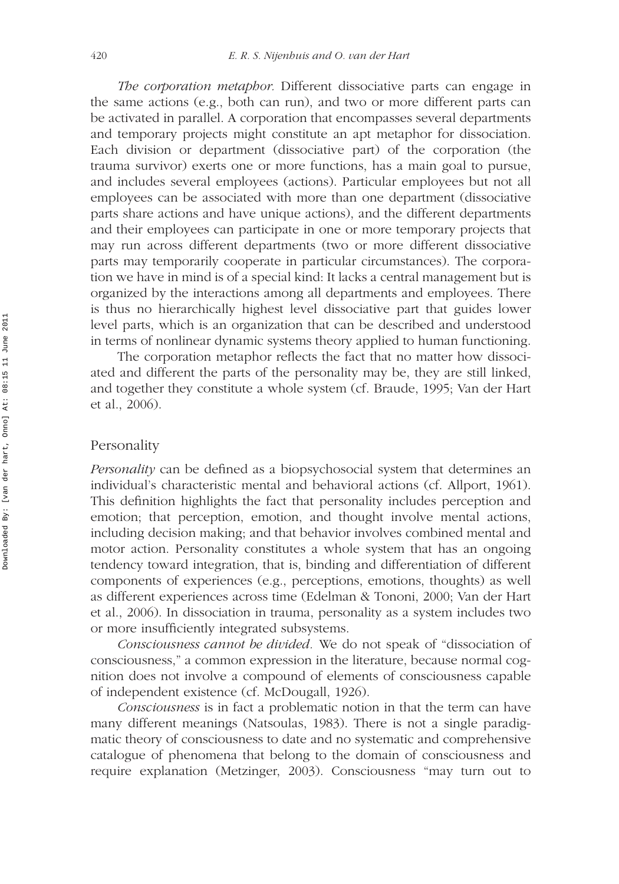*The corporation metaphor.* Different dissociative parts can engage in the same actions (e.g., both can run), and two or more different parts can be activated in parallel. A corporation that encompasses several departments and temporary projects might constitute an apt metaphor for dissociation. Each division or department (dissociative part) of the corporation (the trauma survivor) exerts one or more functions, has a main goal to pursue, and includes several employees (actions). Particular employees but not all employees can be associated with more than one department (dissociative parts share actions and have unique actions), and the different departments and their employees can participate in one or more temporary projects that may run across different departments (two or more different dissociative parts may temporarily cooperate in particular circumstances). The corporation we have in mind is of a special kind: It lacks a central management but is organized by the interactions among all departments and employees. There is thus no hierarchically highest level dissociative part that guides lower level parts, which is an organization that can be described and understood in terms of nonlinear dynamic systems theory applied to human functioning.

The corporation metaphor reflects the fact that no matter how dissociated and different the parts of the personality may be, they are still linked, and together they constitute a whole system (cf. Braude, 1995; Van der Hart et al., 2006).

## Personality

*Personality* can be defined as a biopsychosocial system that determines an individual's characteristic mental and behavioral actions (cf. Allport, 1961). This definition highlights the fact that personality includes perception and emotion; that perception, emotion, and thought involve mental actions, including decision making; and that behavior involves combined mental and motor action. Personality constitutes a whole system that has an ongoing tendency toward integration, that is, binding and differentiation of different components of experiences (e.g., perceptions, emotions, thoughts) as well as different experiences across time (Edelman & Tononi, 2000; Van der Hart et al., 2006). In dissociation in trauma, personality as a system includes two or more insufficiently integrated subsystems.

*Consciousness cannot be divided.* We do not speak of "dissociation of consciousness," a common expression in the literature, because normal cognition does not involve a compound of elements of consciousness capable of independent existence (cf. McDougall, 1926).

*Consciousness* is in fact a problematic notion in that the term can have many different meanings (Natsoulas, 1983). There is not a single paradigmatic theory of consciousness to date and no systematic and comprehensive catalogue of phenomena that belong to the domain of consciousness and require explanation (Metzinger, 2003). Consciousness "may turn out to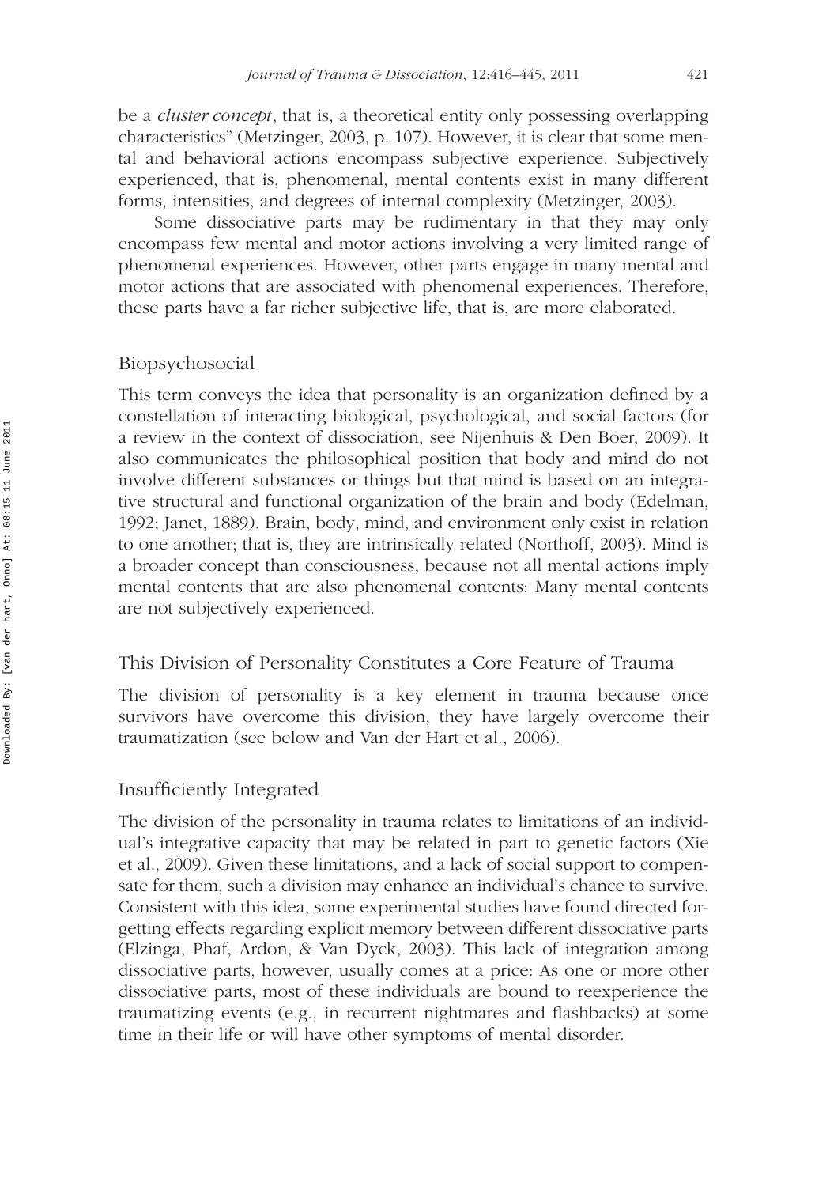be a *cluster concept*, that is, a theoretical entity only possessing overlapping characteristics" (Metzinger, 2003, p. 107). However, it is clear that some mental and behavioral actions encompass subjective experience. Subjectively experienced, that is, phenomenal, mental contents exist in many different forms, intensities, and degrees of internal complexity (Metzinger, 2003).

Some dissociative parts may be rudimentary in that they may only encompass few mental and motor actions involving a very limited range of phenomenal experiences. However, other parts engage in many mental and motor actions that are associated with phenomenal experiences. Therefore, these parts have a far richer subjective life, that is, are more elaborated.

### Biopsychosocial

This term conveys the idea that personality is an organization defined by a constellation of interacting biological, psychological, and social factors (for a review in the context of dissociation, see Nijenhuis & Den Boer, 2009). It also communicates the philosophical position that body and mind do not involve different substances or things but that mind is based on an integrative structural and functional organization of the brain and body (Edelman, 1992; Janet, 1889). Brain, body, mind, and environment only exist in relation to one another; that is, they are intrinsically related (Northoff, 2003). Mind is a broader concept than consciousness, because not all mental actions imply mental contents that are also phenomenal contents: Many mental contents are not subjectively experienced.

### This Division of Personality Constitutes a Core Feature of Trauma

The division of personality is a key element in trauma because once survivors have overcome this division, they have largely overcome their traumatization (see below and Van der Hart et al., 2006).

### Insufficiently Integrated

The division of the personality in trauma relates to limitations of an individual's integrative capacity that may be related in part to genetic factors (Xie et al., 2009). Given these limitations, and a lack of social support to compensate for them, such a division may enhance an individual's chance to survive. Consistent with this idea, some experimental studies have found directed forgetting effects regarding explicit memory between different dissociative parts (Elzinga, Phaf, Ardon, & Van Dyck, 2003). This lack of integration among dissociative parts, however, usually comes at a price: As one or more other dissociative parts, most of these individuals are bound to reexperience the traumatizing events (e.g., in recurrent nightmares and flashbacks) at some time in their life or will have other symptoms of mental disorder.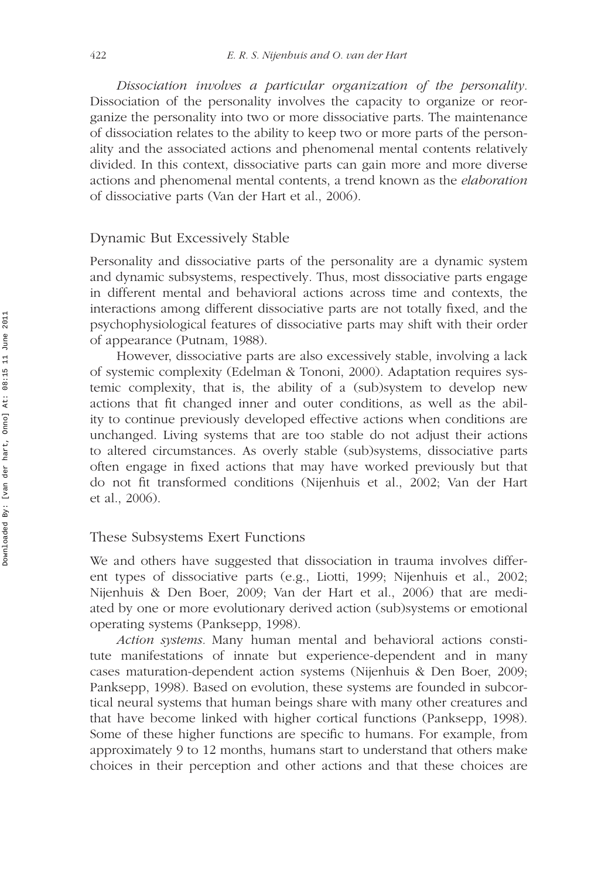*Dissociation involves a particular organization of the personality.* Dissociation of the personality involves the capacity to organize or reorganize the personality into two or more dissociative parts. The maintenance of dissociation relates to the ability to keep two or more parts of the personality and the associated actions and phenomenal mental contents relatively divided. In this context, dissociative parts can gain more and more diverse actions and phenomenal mental contents, a trend known as the *elaboration* of dissociative parts (Van der Hart et al., 2006).

## Dynamic But Excessively Stable

Personality and dissociative parts of the personality are a dynamic system and dynamic subsystems, respectively. Thus, most dissociative parts engage in different mental and behavioral actions across time and contexts, the interactions among different dissociative parts are not totally fixed, and the psychophysiological features of dissociative parts may shift with their order of appearance (Putnam, 1988).

However, dissociative parts are also excessively stable, involving a lack of systemic complexity (Edelman & Tononi, 2000). Adaptation requires systemic complexity, that is, the ability of a (sub)system to develop new actions that fit changed inner and outer conditions, as well as the ability to continue previously developed effective actions when conditions are unchanged. Living systems that are too stable do not adjust their actions to altered circumstances. As overly stable (sub)systems, dissociative parts often engage in fixed actions that may have worked previously but that do not fit transformed conditions (Nijenhuis et al., 2002; Van der Hart et al., 2006).

## These Subsystems Exert Functions

We and others have suggested that dissociation in trauma involves different types of dissociative parts (e.g., Liotti, 1999; Nijenhuis et al., 2002; Nijenhuis & Den Boer, 2009; Van der Hart et al., 2006) that are mediated by one or more evolutionary derived action (sub)systems or emotional operating systems (Panksepp, 1998).

*Action systems.* Many human mental and behavioral actions constitute manifestations of innate but experience-dependent and in many cases maturation-dependent action systems (Nijenhuis & Den Boer, 2009; Panksepp, 1998). Based on evolution, these systems are founded in subcortical neural systems that human beings share with many other creatures and that have become linked with higher cortical functions (Panksepp, 1998). Some of these higher functions are specific to humans. For example, from approximately 9 to 12 months, humans start to understand that others make choices in their perception and other actions and that these choices are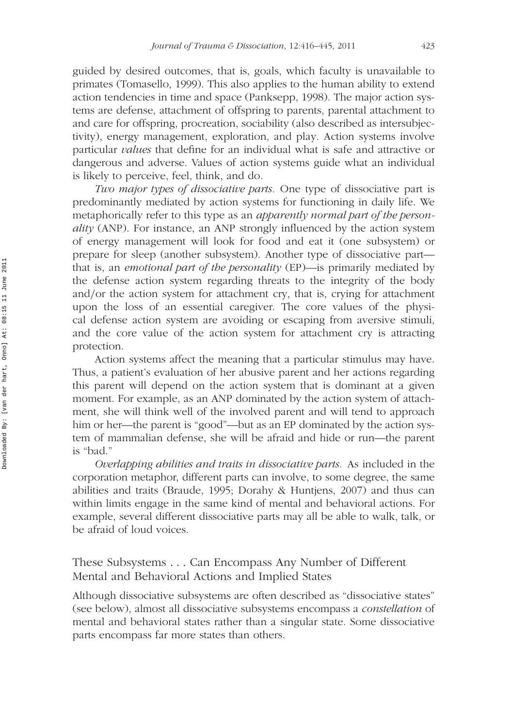guided by desired outcomes, that is, goals, which faculty is unavailable to primates (Tomasello, 1999). This also applies to the human ability to extend action tendencies in time and space (Panksepp, 1998). The major action systems are defense, attachment of offspring to parents, parental attachment to and care for offspring, procreation, sociability (also described as intersubjectivity), energy management, exploration, and play. Action systems involve particular *values* that define for an individual what is safe and attractive or dangerous and adverse. Values of action systems guide what an individual is likely to perceive, feel, think, and do.

*Two major types of dissociative parts.* One type of dissociative part is predominantly mediated by action systems for functioning in daily life. We metaphorically refer to this type as an *apparently normal part of the personality* (ANP). For instance, an ANP strongly influenced by the action system of energy management will look for food and eat it (one subsystem) or prepare for sleep (another subsystem). Another type of dissociative part—that is, an *emotional part of the personality* (EP)—is primarily mediated by the defense action system regarding threats to the integrity of the body and/or the action system for attachment cry, that is, crying for attachment upon the loss of an essential caregiver. The core values of the physical defense action system are avoiding or escaping from aversive stimuli, and the core value of the action system for attachment cry is attracting protection.

Action systems affect the meaning that a particular stimulus may have. Thus, a patient's evaluation of her abusive parent and her actions regarding this parent will depend on the action system that is dominant at a given moment. For example, as an ANP dominated by the action system of attachment, she will think well of the involved parent and will tend to approach him or her—the parent is "good"—but as an EP dominated by the action system of mammalian defense, she will be afraid and hide or run—the parent is "bad."

*Overlapping abilities and traits in dissociative parts.* As included in the corporation metaphor, different parts can involve, to some degree, the same abilities and traits (Braude, 1995; Dorahy & Huntjens, 2007) and thus can within limits engage in the same kind of mental and behavioral actions. For example, several different dissociative parts may all be able to walk, talk, or be afraid of loud voices.

## These Subsystems . . . Can Encompass Any Number of Different Mental and Behavioral Actions and Implied States

Although dissociative subsystems are often described as "dissociative states" (see below), almost all dissociative subsystems encompass a *constellation* of mental and behavioral states rather than a singular state. Some dissociative parts encompass far more states than others.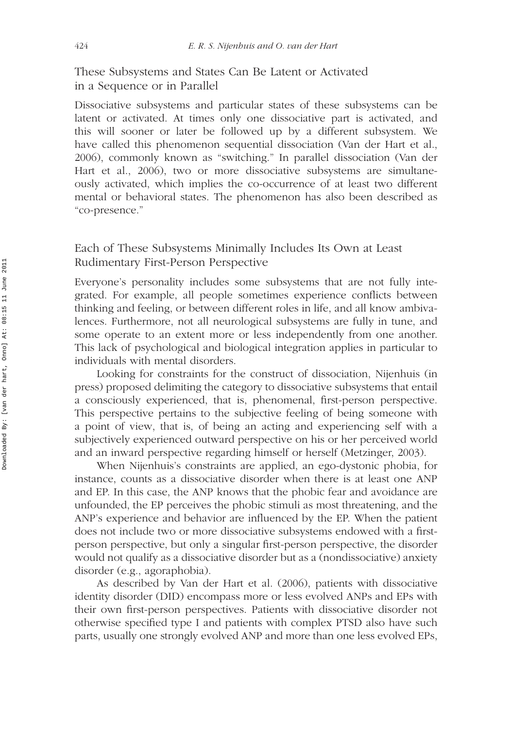## These Subsystems and States Can Be Latent or Activated in a Sequence or in Parallel

Dissociative subsystems and particular states of these subsystems can be latent or activated. At times only one dissociative part is activated, and this will sooner or later be followed up by a different subsystem. We have called this phenomenon sequential dissociation (Van der Hart et al., 2006), commonly known as "switching." In parallel dissociation (Van der Hart et al., 2006), two or more dissociative subsystems are simultaneously activated, which implies the co-occurrence of at least two different mental or behavioral states. The phenomenon has also been described as "co-presence."

## Each of These Subsystems Minimally Includes Its Own at Least Rudimentary First-Person Perspective

Everyone's personality includes some subsystems that are not fully integrated. For example, all people sometimes experience conflicts between thinking and feeling, or between different roles in life, and all know ambivalences. Furthermore, not all neurological subsystems are fully in tune, and some operate to an extent more or less independently from one another. This lack of psychological and biological integration applies in particular to individuals with mental disorders.

Looking for constraints for the construct of dissociation, Nijenhuis (in press) proposed delimiting the category to dissociative subsystems that entail a consciously experienced, that is, phenomenal, first-person perspective. This perspective pertains to the subjective feeling of being someone with a point of view, that is, of being an acting and experiencing self with a subjectively experienced outward perspective on his or her perceived world and an inward perspective regarding himself or herself (Metzinger, 2003).

When Nijenhuis's constraints are applied, an ego-dystonic phobia, for instance, counts as a dissociative disorder when there is at least one ANP and EP. In this case, the ANP knows that the phobic fear and avoidance are unfounded, the EP perceives the phobic stimuli as most threatening, and the ANP's experience and behavior are influenced by the EP. When the patient does not include two or more dissociative subsystems endowed with a first-person perspective, but only a singular first-person perspective, the disorder would not qualify as a dissociative disorder but as a (nondissociative) anxiety disorder (e.g., agoraphobia).

As described by Van der Hart et al. (2006), patients with dissociative identity disorder (DID) encompass more or less evolved ANPs and EPs with their own first-person perspectives. Patients with dissociative disorder not otherwise specified type I and patients with complex PTSD also have such parts, usually one strongly evolved ANP and more than one less evolved EPs,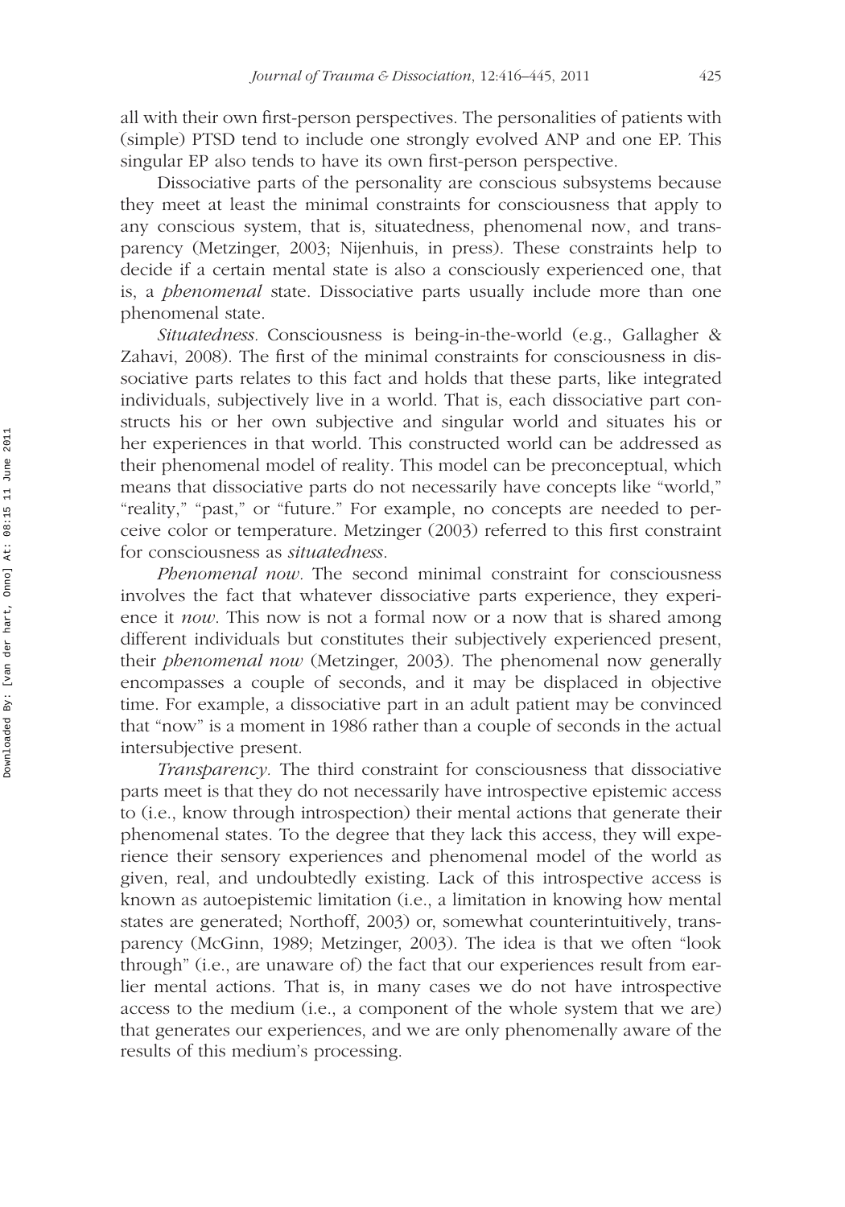all with their own first-person perspectives. The personalities of patients with (simple) PTSD tend to include one strongly evolved ANP and one EP. This singular EP also tends to have its own first-person perspective.

Dissociative parts of the personality are conscious subsystems because they meet at least the minimal constraints for consciousness that apply to any conscious system, that is, situatedness, phenomenal now, and transparency (Metzinger, 2003; Nijenhuis, in press). These constraints help to decide if a certain mental state is also a consciously experienced one, that is, a *phenomenal* state. Dissociative parts usually include more than one phenomenal state.

*Situatedness.* Consciousness is being-in-the-world (e.g., Gallagher & Zahavi, 2008). The first of the minimal constraints for consciousness in dissociative parts relates to this fact and holds that these parts, like integrated individuals, subjectively live in a world. That is, each dissociative part constructs his or her own subjective and singular world and situates his or her experiences in that world. This constructed world can be addressed as their phenomenal model of reality. This model can be preconceptual, which means that dissociative parts do not necessarily have concepts like "world," "reality," "past," or "future." For example, no concepts are needed to perceive color or temperature. Metzinger (2003) referred to this first constraint for consciousness as *situatedness*.

*Phenomenal now.* The second minimal constraint for consciousness involves the fact that whatever dissociative parts experience, they experience it *now*. This now is not a formal now or a now that is shared among different individuals but constitutes their subjectively experienced present, their *phenomenal now* (Metzinger, 2003). The phenomenal now generally encompasses a couple of seconds, and it may be displaced in objective time. For example, a dissociative part in an adult patient may be convinced that "now" is a moment in 1986 rather than a couple of seconds in the actual intersubjective present.

*Transparency.* The third constraint for consciousness that dissociative parts meet is that they do not necessarily have introspective epistemic access to (i.e., know through introspection) their mental actions that generate their phenomenal states. To the degree that they lack this access, they will experience their sensory experiences and phenomenal model of the world as given, real, and undoubtedly existing. Lack of this introspective access is known as autoepistemic limitation (i.e., a limitation in knowing how mental states are generated; Northoff, 2003) or, somewhat counterintuitively, transparency (McGinn, 1989; Metzinger, 2003). The idea is that we often "look through" (i.e., are unaware of) the fact that our experiences result from earlier mental actions. That is, in many cases we do not have introspective access to the medium (i.e., a component of the whole system that we are) that generates our experiences, and we are only phenomenally aware of the results of this medium's processing.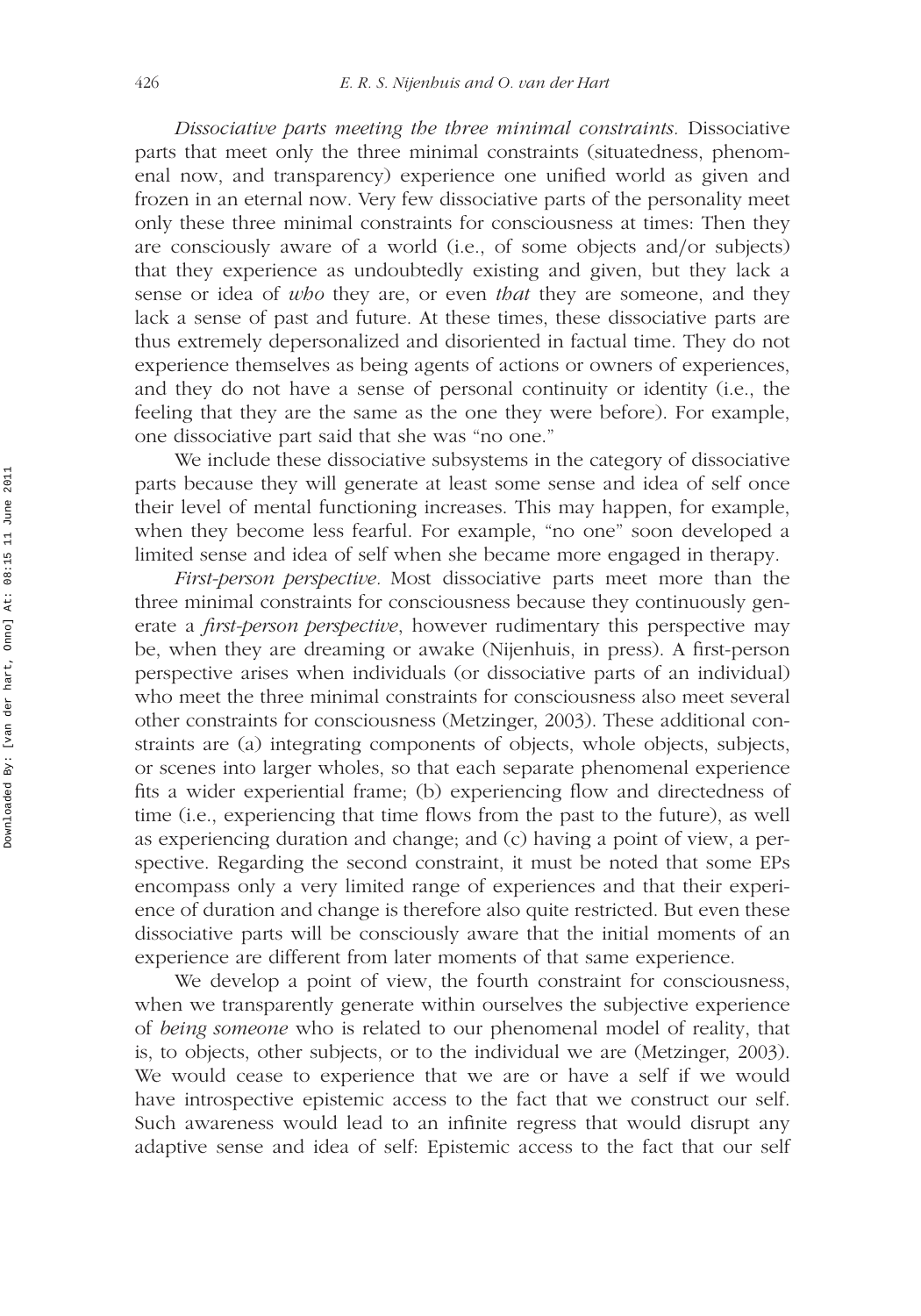*Dissociative parts meeting the three minimal constraints.* Dissociative parts that meet only the three minimal constraints (situatedness, phenomenal now, and transparency) experience one unified world as given and frozen in an eternal now. Very few dissociative parts of the personality meet only these three minimal constraints for consciousness at times: Then they are consciously aware of a world (i.e., of some objects and/or subjects) that they experience as undoubtedly existing and given, but they lack a sense or idea of *who* they are, or even *that* they are someone, and they lack a sense of past and future. At these times, these dissociative parts are thus extremely depersonalized and disoriented in factual time. They do not experience themselves as being agents of actions or owners of experiences, and they do not have a sense of personal continuity or identity (i.e., the feeling that they are the same as the one they were before). For example, one dissociative part said that she was "no one."

We include these dissociative subsystems in the category of dissociative parts because they will generate at least some sense and idea of self once their level of mental functioning increases. This may happen, for example, when they become less fearful. For example, "no one" soon developed a limited sense and idea of self when she became more engaged in therapy.

*First-person perspective.* Most dissociative parts meet more than the three minimal constraints for consciousness because they continuously generate a *first-person perspective*, however rudimentary this perspective may be, when they are dreaming or awake (Nijenhuis, in press). A first-person perspective arises when individuals (or dissociative parts of an individual) who meet the three minimal constraints for consciousness also meet several other constraints for consciousness (Metzinger, 2003). These additional constraints are (a) integrating components of objects, whole objects, subjects, or scenes into larger wholes, so that each separate phenomenal experience fits a wider experiential frame; (b) experiencing flow and directedness of time (i.e., experiencing that time flows from the past to the future), as well as experiencing duration and change; and (c) having a point of view, a perspective. Regarding the second constraint, it must be noted that some EPs encompass only a very limited range of experiences and that their experience of duration and change is therefore also quite restricted. But even these dissociative parts will be consciously aware that the initial moments of an experience are different from later moments of that same experience.

We develop a point of view, the fourth constraint for consciousness, when we transparently generate within ourselves the subjective experience of *being someone* who is related to our phenomenal model of reality, that is, to objects, other subjects, or to the individual we are (Metzinger, 2003). We would cease to experience that we are or have a self if we would have introspective epistemic access to the fact that we construct our self. Such awareness would lead to an infinite regress that would disrupt any adaptive sense and idea of self: Epistemic access to the fact that our self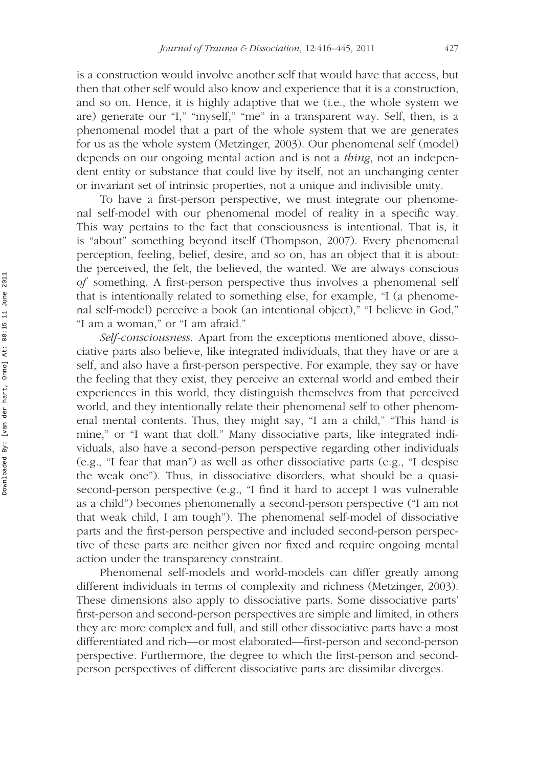is a construction would involve another self that would have that access, but then that other self would also know and experience that it is a construction, and so on. Hence, it is highly adaptive that we (i.e., the whole system we are) generate our "I," "myself," "me" in a transparent way. Self, then, is a phenomenal model that a part of the whole system that we are generates for us as the whole system (Metzinger, 2003). Our phenomenal self (model) depends on our ongoing mental action and is not a *thing*, not an independent entity or substance that could live by itself, not an unchanging center or invariant set of intrinsic properties, not a unique and indivisible unity.

To have a first-person perspective, we must integrate our phenomenal self-model with our phenomenal model of reality in a specific way. This way pertains to the fact that consciousness is intentional. That is, it is "about" something beyond itself (Thompson, 2007). Every phenomenal perception, feeling, belief, desire, and so on, has an object that it is about: the perceived, the felt, the believed, the wanted. We are always conscious *of* something. A first-person perspective thus involves a phenomenal self that is intentionally related to something else, for example, "I (a phenomenal self-model) perceive a book (an intentional object)," "I believe in God," "I am a woman," or "I am afraid."

*Self-consciousness.* Apart from the exceptions mentioned above, dissociative parts also believe, like integrated individuals, that they have or are a self, and also have a first-person perspective. For example, they say or have the feeling that they exist, they perceive an external world and embed their experiences in this world, they distinguish themselves from that perceived world, and they intentionally relate their phenomenal self to other phenomenal mental contents. Thus, they might say, "I am a child," "This hand is mine," or "I want that doll." Many dissociative parts, like integrated individuals, also have a second-person perspective regarding other individuals (e.g., "I fear that man") as well as other dissociative parts (e.g., "I despise the weak one"). Thus, in dissociative disorders, what should be a quasi-second-person perspective (e.g., "I find it hard to accept I was vulnerable as a child") becomes phenomenally a second-person perspective ("I am not that weak child, I am tough"). The phenomenal self-model of dissociative parts and the first-person perspective and included second-person perspective of these parts are neither given nor fixed and require ongoing mental action under the transparency constraint.

Phenomenal self-models and world-models can differ greatly among different individuals in terms of complexity and richness (Metzinger, 2003). These dimensions also apply to dissociative parts. Some dissociative parts' first-person and second-person perspectives are simple and limited, in others they are more complex and full, and still other dissociative parts have a most differentiated and rich—or most elaborated—first-person and second-person perspective. Furthermore, the degree to which the first-person and second-person perspectives of different dissociative parts are dissimilar diverges.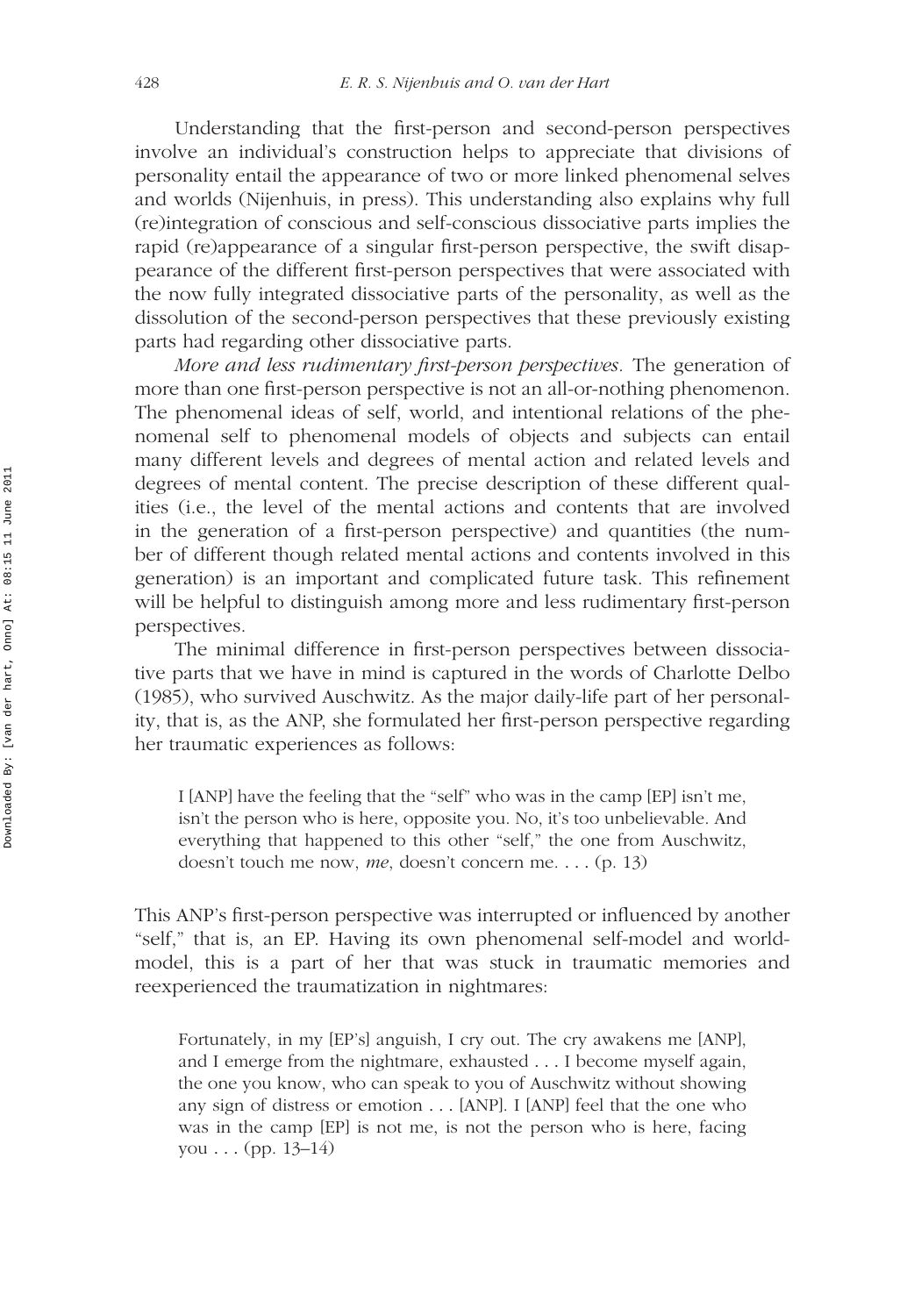Understanding that the first-person and second-person perspectives involve an individual's construction helps to appreciate that divisions of personality entail the appearance of two or more linked phenomenal selves and worlds (Nijenhuis, in press). This understanding also explains why full (re)integration of conscious and self-conscious dissociative parts implies the rapid (re)appearance of a singular first-person perspective, the swift disappearance of the different first-person perspectives that were associated with the now fully integrated dissociative parts of the personality, as well as the dissolution of the second-person perspectives that these previously existing parts had regarding other dissociative parts.

*More and less rudimentary first-person perspectives.* The generation of more than one first-person perspective is not an all-or-nothing phenomenon. The phenomenal ideas of self, world, and intentional relations of the phenomenal self to phenomenal models of objects and subjects can entail many different levels and degrees of mental action and related levels and degrees of mental content. The precise description of these different qualities (i.e., the level of the mental actions and contents that are involved in the generation of a first-person perspective) and quantities (the number of different though related mental actions and contents involved in this generation) is an important and complicated future task. This refinement will be helpful to distinguish among more and less rudimentary first-person perspectives.

The minimal difference in first-person perspectives between dissociative parts that we have in mind is captured in the words of Charlotte Delbo (1985), who survived Auschwitz. As the major daily-life part of her personality, that is, as the ANP, she formulated her first-person perspective regarding her traumatic experiences as follows:

> I [ANP] have the feeling that the "self" who was in the camp [EP] isn't me, isn't the person who is here, opposite you. No, it's too unbelievable. And everything that happened to this other "self," the one from Auschwitz, doesn't touch me now, *me*, doesn't concern me. . . . (p. 13)

This ANP's first-person perspective was interrupted or influenced by another "self," that is, an EP. Having its own phenomenal self-model and world-model, this is a part of her that was stuck in traumatic memories and reexperienced the traumatization in nightmares:

> Fortunately, in my [EP's] anguish, I cry out. The cry awakens me [ANP], and I emerge from the nightmare, exhausted . . . I become myself again, the one you know, who can speak to you of Auschwitz without showing any sign of distress or emotion . . . [ANP]. I [ANP] feel that the one who was in the camp [EP] is not me, is not the person who is here, facing you . . . (pp. 13–14)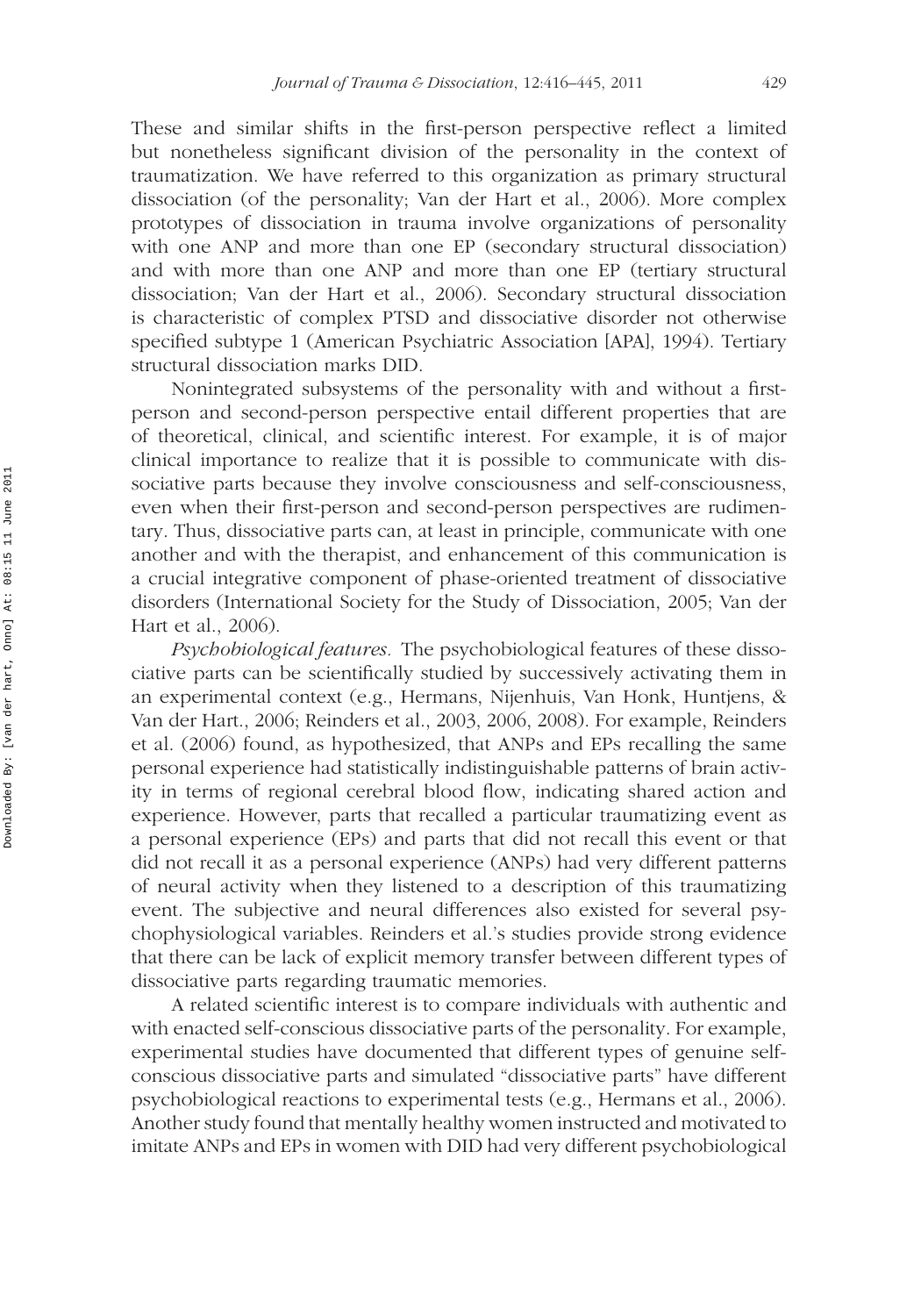These and similar shifts in the first-person perspective reflect a limited but nonetheless significant division of the personality in the context of traumatization. We have referred to this organization as primary structural dissociation (of the personality; Van der Hart et al., 2006). More complex prototypes of dissociation in trauma involve organizations of personality with one ANP and more than one EP (secondary structural dissociation) and with more than one ANP and more than one EP (tertiary structural dissociation; Van der Hart et al., 2006). Secondary structural dissociation is characteristic of complex PTSD and dissociative disorder not otherwise specified subtype 1 (American Psychiatric Association [APA], 1994). Tertiary structural dissociation marks DID.

Nonintegrated subsystems of the personality with and without a first-person and second-person perspective entail different properties that are of theoretical, clinical, and scientific interest. For example, it is of major clinical importance to realize that it is possible to communicate with dissociative parts because they involve consciousness and self-consciousness, even when their first-person and second-person perspectives are rudimentary. Thus, dissociative parts can, at least in principle, communicate with one another and with the therapist, and enhancement of this communication is a crucial integrative component of phase-oriented treatment of dissociative disorders (International Society for the Study of Dissociation, 2005; Van der Hart et al., 2006).

*Psychobiological features.* The psychobiological features of these dissociative parts can be scientifically studied by successively activating them in an experimental context (e.g., Hermans, Nijenhuis, Van Honk, Huntjens, & Van der Hart., 2006; Reinders et al., 2003, 2006, 2008). For example, Reinders et al. (2006) found, as hypothesized, that ANPs and EPs recalling the same personal experience had statistically indistinguishable patterns of brain activity in terms of regional cerebral blood flow, indicating shared action and experience. However, parts that recalled a particular traumatizing event as a personal experience (EPs) and parts that did not recall this event or that did not recall it as a personal experience (ANPs) had very different patterns of neural activity when they listened to a description of this traumatizing event. The subjective and neural differences also existed for several psychophysiological variables. Reinders et al.'s studies provide strong evidence that there can be lack of explicit memory transfer between different types of dissociative parts regarding traumatic memories.

A related scientific interest is to compare individuals with authentic and with enacted self-conscious dissociative parts of the personality. For example, experimental studies have documented that different types of genuine self-conscious dissociative parts and simulated "dissociative parts" have different psychobiological reactions to experimental tests (e.g., Hermans et al., 2006). Another study found that mentally healthy women instructed and motivated to imitate ANPs and EPs in women with DID had very different psychobiological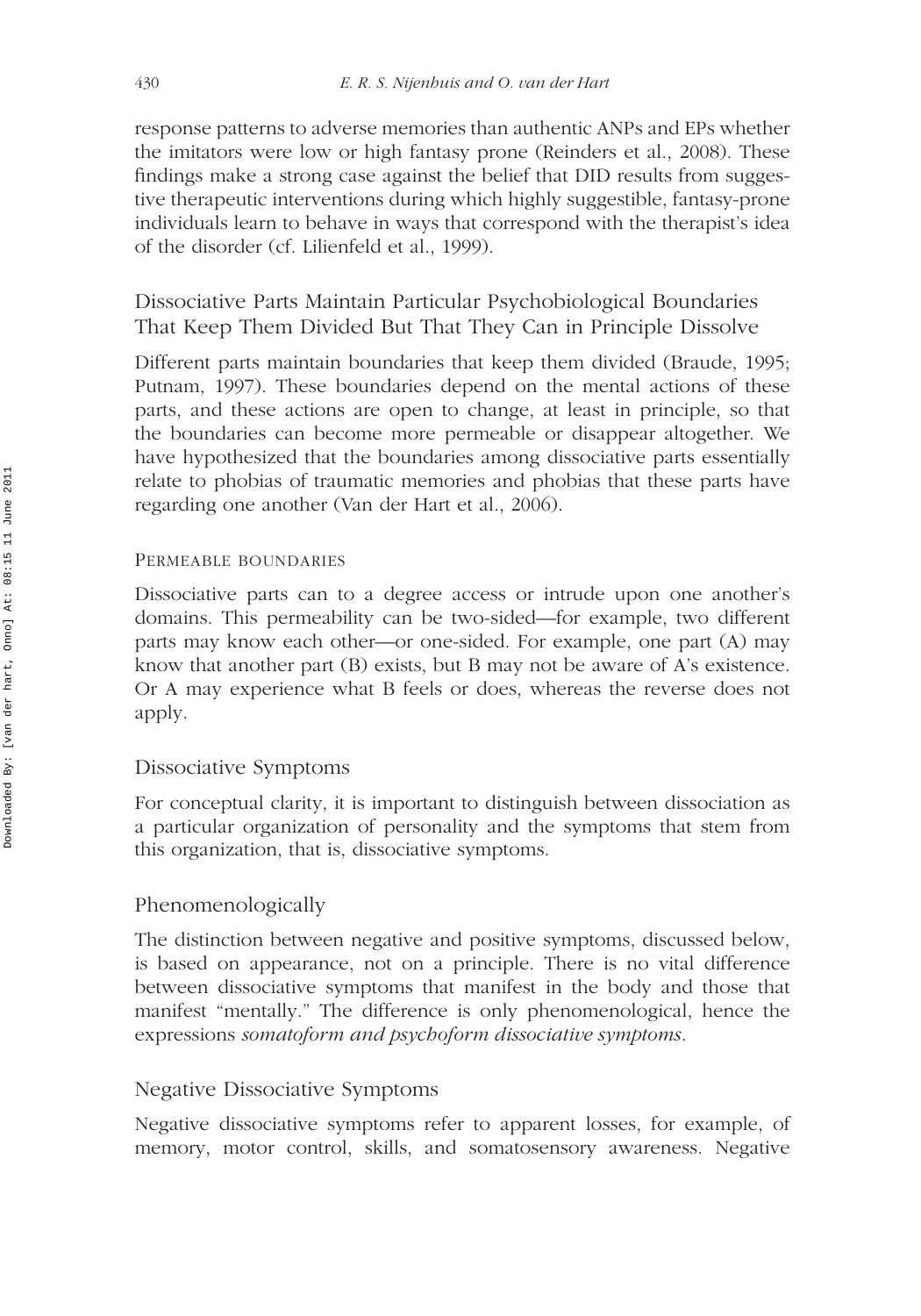response patterns to adverse memories than authentic ANPs and EPs whether the imitators were low or high fantasy prone (Reinders et al., 2008). These findings make a strong case against the belief that DID results from suggestive therapeutic interventions during which highly suggestible, fantasy-prone individuals learn to behave in ways that correspond with the therapist's idea of the disorder (cf. Lilienfeld et al., 1999).

## Dissociative Parts Maintain Particular Psychobiological Boundaries That Keep Them Divided But That They Can in Principle Dissolve

Different parts maintain boundaries that keep them divided (Braude, 1995; Putnam, 1997). These boundaries depend on the mental actions of these parts, and these actions are open to change, at least in principle, so that the boundaries can become more permeable or disappear altogether. We have hypothesized that the boundaries among dissociative parts essentially relate to phobias of traumatic memories and phobias that these parts have regarding one another (Van der Hart et al., 2006).

### Permeable Boundaries

Dissociative parts can to a degree access or intrude upon one another's domains. This permeability can be two-sided—for example, two different parts may know each other—or one-sided. For example, one part (A) may know that another part (B) exists, but B may not be aware of A's existence. Or A may experience what B feels or does, whereas the reverse does not apply.

## Dissociative Symptoms

For conceptual clarity, it is important to distinguish between dissociation as a particular organization of personality and the symptoms that stem from this organization, that is, dissociative symptoms.

## Phenomenologically

The distinction between negative and positive symptoms, discussed below, is based on appearance, not on a principle. There is no vital difference between dissociative symptoms that manifest in the body and those that manifest "mentally." The difference is only phenomenological, hence the expressions *somatoform and psychoform dissociative symptoms*.

## Negative Dissociative Symptoms

Negative dissociative symptoms refer to apparent losses, for example, of memory, motor control, skills, and somatosensory awareness. Negative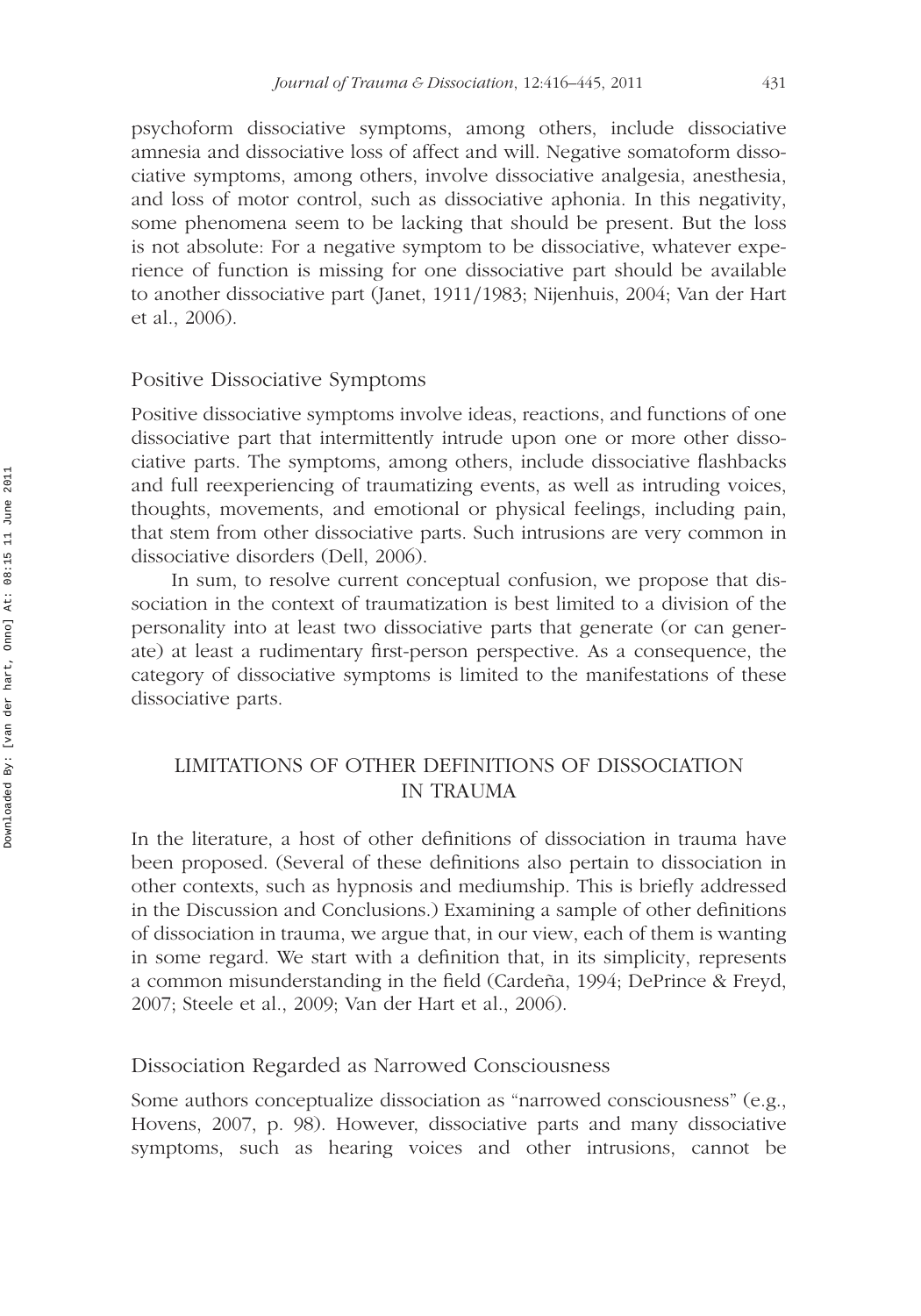psychoform dissociative symptoms, among others, include dissociative amnesia and dissociative loss of affect and will. Negative somatoform dissociative symptoms, among others, involve dissociative analgesia, anesthesia, and loss of motor control, such as dissociative aphonia. In this negativity, some phenomena seem to be lacking that should be present. But the loss is not absolute: For a negative symptom to be dissociative, whatever experience of function is missing for one dissociative part should be available to another dissociative part (Janet, 1911/1983; Nijenhuis, 2004; Van der Hart et al., 2006).

### Positive Dissociative Symptoms

Positive dissociative symptoms involve ideas, reactions, and functions of one dissociative part that intermittently intrude upon one or more other dissociative parts. The symptoms, among others, include dissociative flashbacks and full reexperiencing of traumatizing events, as well as intruding voices, thoughts, movements, and emotional or physical feelings, including pain, that stem from other dissociative parts. Such intrusions are very common in dissociative disorders (Dell, 2006).

In sum, to resolve current conceptual confusion, we propose that dissociation in the context of traumatization is best limited to a division of the personality into at least two dissociative parts that generate (or can generate) at least a rudimentary first-person perspective. As a consequence, the category of dissociative symptoms is limited to the manifestations of these dissociative parts.

## LIMITATIONS OF OTHER DEFINITIONS OF DISSOCIATION IN TRAUMA

In the literature, a host of other definitions of dissociation in trauma have been proposed. (Several of these definitions also pertain to dissociation in other contexts, such as hypnosis and mediumship. This is briefly addressed in the Discussion and Conclusions.) Examining a sample of other definitions of dissociation in trauma, we argue that, in our view, each of them is wanting in some regard. We start with a definition that, in its simplicity, represents a common misunderstanding in the field (Cardeña, 1994; DePrince & Freyd, 2007; Steele et al., 2009; Van der Hart et al., 2006).

### Dissociation Regarded as Narrowed Consciousness

Some authors conceptualize dissociation as "narrowed consciousness" (e.g., Hovens, 2007, p. 98). However, dissociative parts and many dissociative symptoms, such as hearing voices and other intrusions, cannot be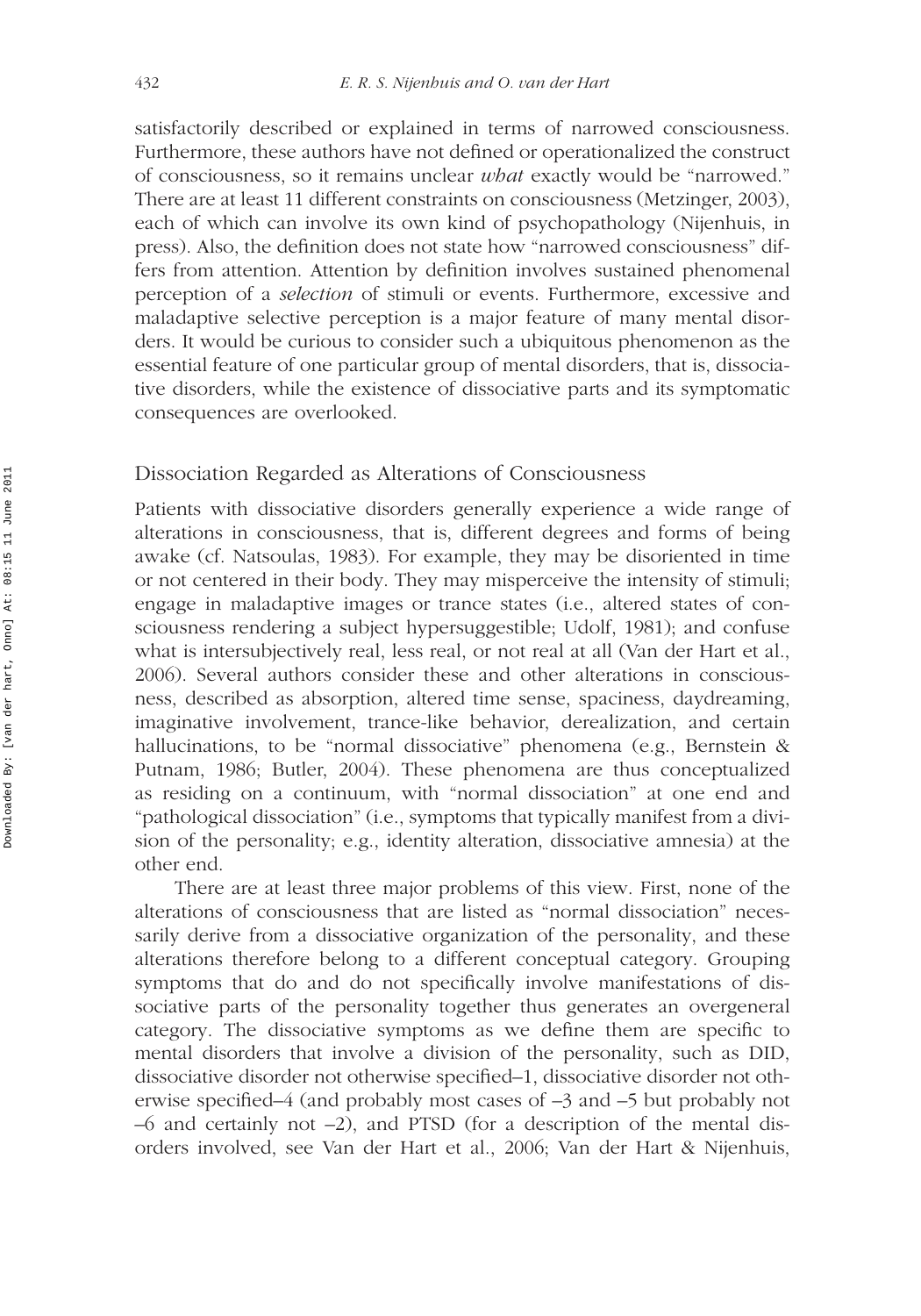satisfactorily described or explained in terms of narrowed consciousness. Furthermore, these authors have not defined or operationalized the construct of consciousness, so it remains unclear *what* exactly would be "narrowed." There are at least 11 different constraints on consciousness (Metzinger, 2003), each of which can involve its own kind of psychopathology (Nijenhuis, in press). Also, the definition does not state how "narrowed consciousness" differs from attention. Attention by definition involves sustained phenomenal perception of a *selection* of stimuli or events. Furthermore, excessive and maladaptive selective perception is a major feature of many mental disorders. It would be curious to consider such a ubiquitous phenomenon as the essential feature of one particular group of mental disorders, that is, dissociative disorders, while the existence of dissociative parts and its symptomatic consequences are overlooked.

## Dissociation Regarded as Alterations of Consciousness

Patients with dissociative disorders generally experience a wide range of alterations in consciousness, that is, different degrees and forms of being awake (cf. Natsoulas, 1983). For example, they may be disoriented in time or not centered in their body. They may misperceive the intensity of stimuli; engage in maladaptive images or trance states (i.e., altered states of consciousness rendering a subject hypersuggestible; Udolf, 1981); and confuse what is intersubjectively real, less real, or not real at all (Van der Hart et al., 2006). Several authors consider these and other alterations in consciousness, described as absorption, altered time sense, spaciness, daydreaming, imaginative involvement, trance-like behavior, derealization, and certain hallucinations, to be "normal dissociative" phenomena (e.g., Bernstein & Putnam, 1986; Butler, 2004). These phenomena are thus conceptualized as residing on a continuum, with "normal dissociation" at one end and "pathological dissociation" (i.e., symptoms that typically manifest from a division of the personality; e.g., identity alteration, dissociative amnesia) at the other end.

There are at least three major problems of this view. First, none of the alterations of consciousness that are listed as "normal dissociation" necessarily derive from a dissociative organization of the personality, and these alterations therefore belong to a different conceptual category. Grouping symptoms that do and do not specifically involve manifestations of dissociative parts of the personality together thus generates an overgeneral category. The dissociative symptoms as we define them are specific to mental disorders that involve a division of the personality, such as DID, dissociative disorder not otherwise specified–1, dissociative disorder not otherwise specified–4 (and probably most cases of –3 and –5 but probably not –6 and certainly not –2), and PTSD (for a description of the mental disorders involved, see Van der Hart et al., 2006; Van der Hart & Nijenhuis,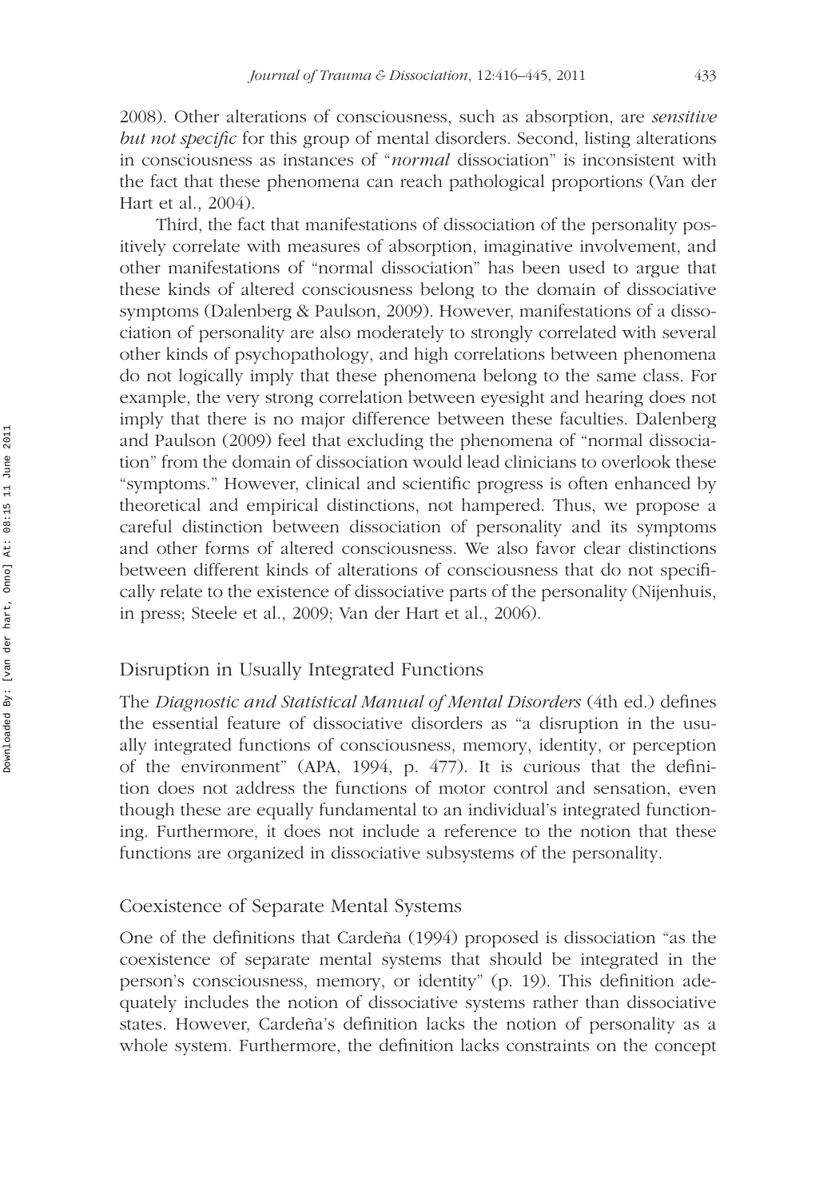2008). Other alterations of consciousness, such as absorption, are *sensitive but not specific* for this group of mental disorders. Second, listing alterations in consciousness as instances of "*normal* dissociation" is inconsistent with the fact that these phenomena can reach pathological proportions (Van der Hart et al., 2004).

Third, the fact that manifestations of dissociation of the personality positively correlate with measures of absorption, imaginative involvement, and other manifestations of "normal dissociation" has been used to argue that these kinds of altered consciousness belong to the domain of dissociative symptoms (Dalenberg & Paulson, 2009). However, manifestations of a dissociation of personality are also moderately to strongly correlated with several other kinds of psychopathology, and high correlations between phenomena do not logically imply that these phenomena belong to the same class. For example, the very strong correlation between eyesight and hearing does not imply that there is no major difference between these faculties. Dalenberg and Paulson (2009) feel that excluding the phenomena of "normal dissociation" from the domain of dissociation would lead clinicians to overlook these "symptoms." However, clinical and scientific progress is often enhanced by theoretical and empirical distinctions, not hampered. Thus, we propose a careful distinction between dissociation of personality and its symptoms and other forms of altered consciousness. We also favor clear distinctions between different kinds of alterations of consciousness that do not specifically relate to the existence of dissociative parts of the personality (Nijenhuis, in press; Steele et al., 2009; Van der Hart et al., 2006).

## Disruption in Usually Integrated Functions

The *Diagnostic and Statistical Manual of Mental Disorders* (4th ed.) defines the essential feature of dissociative disorders as "a disruption in the usually integrated functions of consciousness, memory, identity, or perception of the environment" (APA, 1994, p. 477). It is curious that the definition does not address the functions of motor control and sensation, even though these are equally fundamental to an individual's integrated functioning. Furthermore, it does not include a reference to the notion that these functions are organized in dissociative subsystems of the personality.

## Coexistence of Separate Mental Systems

One of the definitions that Cardeña (1994) proposed is dissociation "as the coexistence of separate mental systems that should be integrated in the person's consciousness, memory, or identity" (p. 19). This definition adequately includes the notion of dissociative systems rather than dissociative states. However, Cardeña's definition lacks the notion of personality as a whole system. Furthermore, the definition lacks constraints on the concept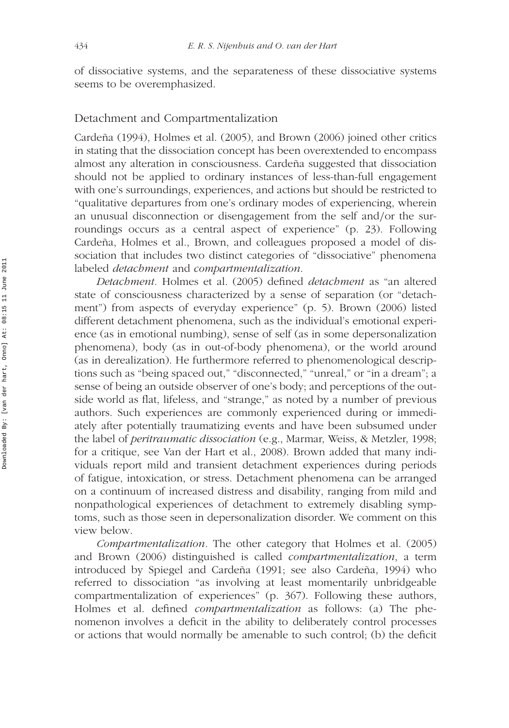of dissociative systems, and the separateness of these dissociative systems seems to be overemphasized.

## Detachment and Compartmentalization

Cardeña (1994), Holmes et al. (2005), and Brown (2006) joined other critics in stating that the dissociation concept has been overextended to encompass almost any alteration in consciousness. Cardeña suggested that dissociation should not be applied to ordinary instances of less-than-full engagement with one's surroundings, experiences, and actions but should be restricted to "qualitative departures from one's ordinary modes of experiencing, wherein an unusual disconnection or disengagement from the self and/or the surroundings occurs as a central aspect of experience" (p. 23). Following Cardeña, Holmes et al., Brown, and colleagues proposed a model of dissociation that includes two distinct categories of "dissociative" phenomena labeled *detachment* and *compartmentalization*.

*Detachment*. Holmes et al. (2005) defined *detachment* as "an altered state of consciousness characterized by a sense of separation (or "detachment") from aspects of everyday experience" (p. 5). Brown (2006) listed different detachment phenomena, such as the individual's emotional experience (as in emotional numbing), sense of self (as in some depersonalization phenomena), body (as in out-of-body phenomena), or the world around (as in derealization). He furthermore referred to phenomenological descriptions such as "being spaced out," "disconnected," "unreal," or "in a dream"; a sense of being an outside observer of one's body; and perceptions of the outside world as flat, lifeless, and "strange," as noted by a number of previous authors. Such experiences are commonly experienced during or immediately after potentially traumatizing events and have been subsumed under the label of *peritraumatic dissociation* (e.g., Marmar, Weiss, & Metzler, 1998; for a critique, see Van der Hart et al., 2008). Brown added that many individuals report mild and transient detachment experiences during periods of fatigue, intoxication, or stress. Detachment phenomena can be arranged on a continuum of increased distress and disability, ranging from mild and nonpathological experiences of detachment to extremely disabling symptoms, such as those seen in depersonalization disorder. We comment on this view below.

*Compartmentalization*. The other category that Holmes et al. (2005) and Brown (2006) distinguished is called *compartmentalization*, a term introduced by Spiegel and Cardeña (1991; see also Cardeña, 1994) who referred to dissociation "as involving at least momentarily unbridgeable compartmentalization of experiences" (p. 367). Following these authors, Holmes et al. defined *compartmentalization* as follows: (a) The phenomenon involves a deficit in the ability to deliberately control processes or actions that would normally be amenable to such control; (b) the deficit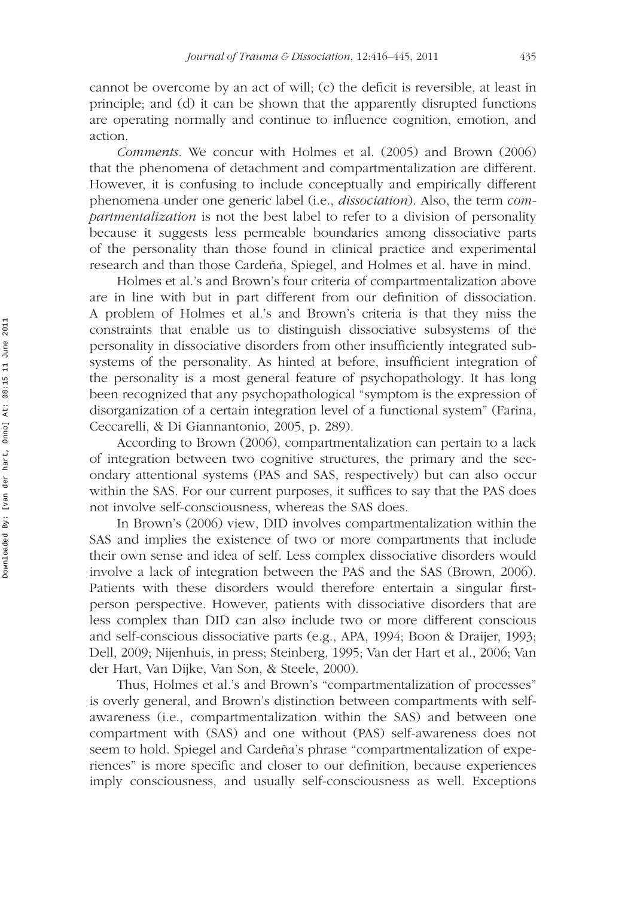cannot be overcome by an act of will; (c) the deficit is reversible, at least in principle; and (d) it can be shown that the apparently disrupted functions are operating normally and continue to influence cognition, emotion, and action.

*Comments.* We concur with Holmes et al. (2005) and Brown (2006) that the phenomena of detachment and compartmentalization are different. However, it is confusing to include conceptually and empirically different phenomena under one generic label (i.e., *dissociation*). Also, the term *compartmentalization* is not the best label to refer to a division of personality because it suggests less permeable boundaries among dissociative parts of the personality than those found in clinical practice and experimental research and than those Cardeña, Spiegel, and Holmes et al. have in mind.

Holmes et al.'s and Brown's four criteria of compartmentalization above are in line with but in part different from our definition of dissociation. A problem of Holmes et al.'s and Brown's criteria is that they miss the constraints that enable us to distinguish dissociative subsystems of the personality in dissociative disorders from other insufficiently integrated subsystems of the personality. As hinted at before, insufficient integration of the personality is a most general feature of psychopathology. It has long been recognized that any psychopathological "symptom is the expression of disorganization of a certain integration level of a functional system" (Farina, Ceccarelli, & Di Giannantonio, 2005, p. 289).

According to Brown (2006), compartmentalization can pertain to a lack of integration between two cognitive structures, the primary and the secondary attentional systems (PAS and SAS, respectively) but can also occur within the SAS. For our current purposes, it suffices to say that the PAS does not involve self-consciousness, whereas the SAS does.

In Brown's (2006) view, DID involves compartmentalization within the SAS and implies the existence of two or more compartments that include their own sense and idea of self. Less complex dissociative disorders would involve a lack of integration between the PAS and the SAS (Brown, 2006). Patients with these disorders would therefore entertain a singular first-person perspective. However, patients with dissociative disorders that are less complex than DID can also include two or more different conscious and self-conscious dissociative parts (e.g., APA, 1994; Boon & Draijer, 1993; Dell, 2009; Nijenhuis, in press; Steinberg, 1995; Van der Hart et al., 2006; Van der Hart, Van Dijke, Van Son, & Steele, 2000).

Thus, Holmes et al.'s and Brown's "compartmentalization of processes" is overly general, and Brown's distinction between compartments with self-awareness (i.e., compartmentalization within the SAS) and between one compartment with (SAS) and one without (PAS) self-awareness does not seem to hold. Spiegel and Cardeña's phrase "compartmentalization of experiences" is more specific and closer to our definition, because experiences imply consciousness, and usually self-consciousness as well. Exceptions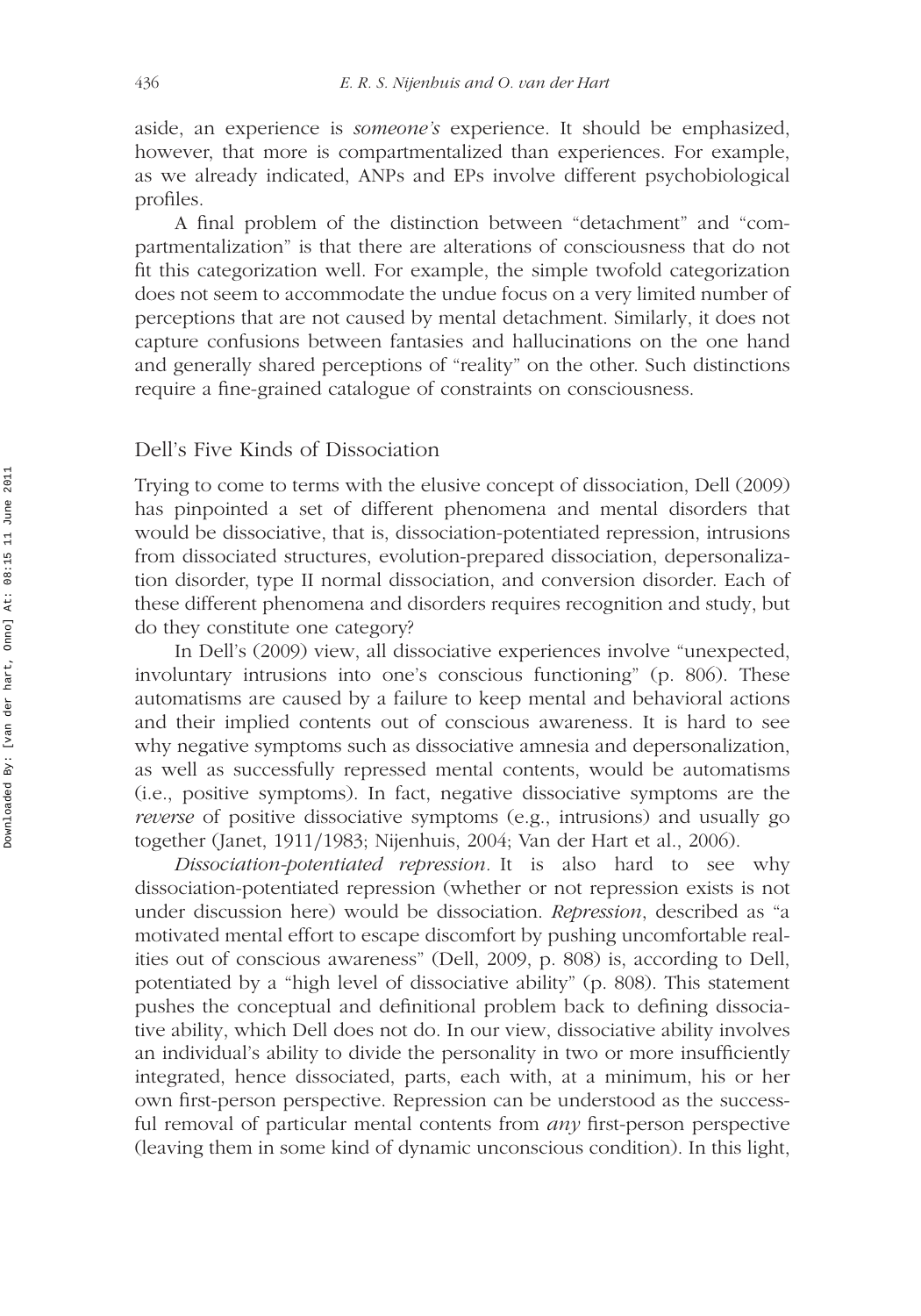aside, an experience is *someone's* experience. It should be emphasized, however, that more is compartmentalized than experiences. For example, as we already indicated, ANPs and EPs involve different psychobiological profiles.

A final problem of the distinction between "detachment" and "compartmentalization" is that there are alterations of consciousness that do not fit this categorization well. For example, the simple twofold categorization does not seem to accommodate the undue focus on a very limited number of perceptions that are not caused by mental detachment. Similarly, it does not capture confusions between fantasies and hallucinations on the one hand and generally shared perceptions of "reality" on the other. Such distinctions require a fine-grained catalogue of constraints on consciousness.

## Dell's Five Kinds of Dissociation

Trying to come to terms with the elusive concept of dissociation, Dell (2009) has pinpointed a set of different phenomena and mental disorders that would be dissociative, that is, dissociation-potentiated repression, intrusions from dissociated structures, evolution-prepared dissociation, depersonalization disorder, type II normal dissociation, and conversion disorder. Each of these different phenomena and disorders requires recognition and study, but do they constitute one category?

In Dell's (2009) view, all dissociative experiences involve "unexpected, involuntary intrusions into one's conscious functioning" (p. 806). These automatisms are caused by a failure to keep mental and behavioral actions and their implied contents out of conscious awareness. It is hard to see why negative symptoms such as dissociative amnesia and depersonalization, as well as successfully repressed mental contents, would be automatisms (i.e., positive symptoms). In fact, negative dissociative symptoms are the *reverse* of positive dissociative symptoms (e.g., intrusions) and usually go together (Janet, 1911/1983; Nijenhuis, 2004; Van der Hart et al., 2006).

*Dissociation-potentiated repression*. It is also hard to see why dissociation-potentiated repression (whether or not repression exists is not under discussion here) would be dissociation. *Repression*, described as "a motivated mental effort to escape discomfort by pushing uncomfortable realities out of conscious awareness" (Dell, 2009, p. 808) is, according to Dell, potentiated by a "high level of dissociative ability" (p. 808). This statement pushes the conceptual and definitional problem back to defining dissociative ability, which Dell does not do. In our view, dissociative ability involves an individual's ability to divide the personality in two or more insufficiently integrated, hence dissociated, parts, each with, at a minimum, his or her own first-person perspective. Repression can be understood as the successful removal of particular mental contents from *any* first-person perspective (leaving them in some kind of dynamic unconscious condition). In this light,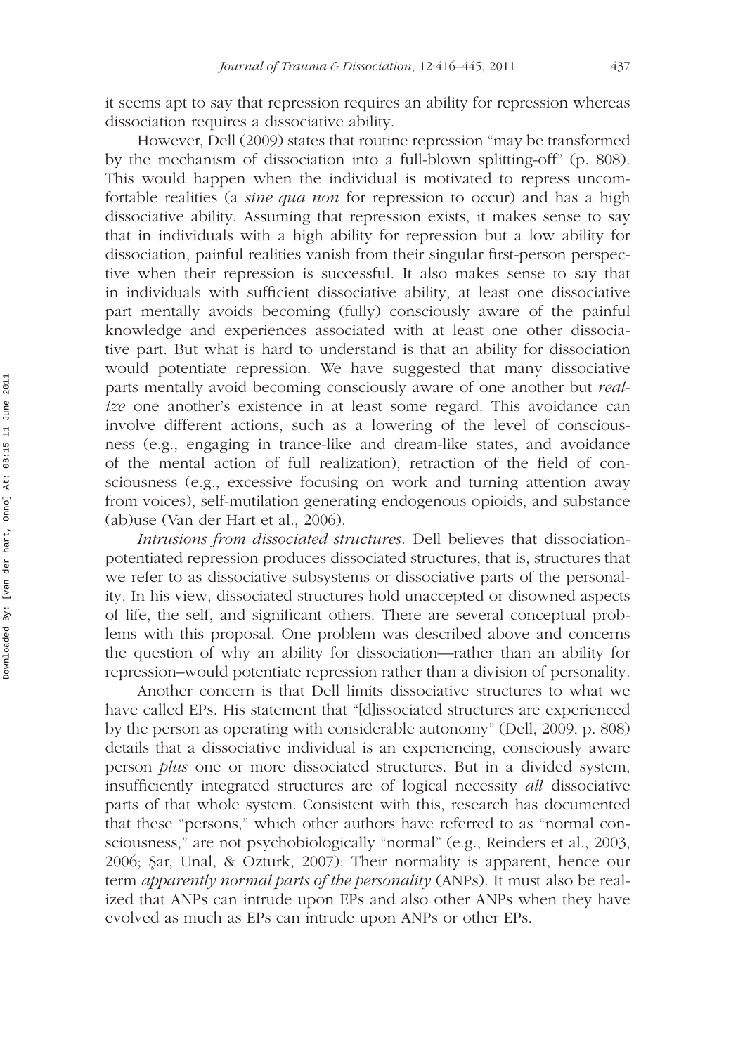it seems apt to say that repression requires an ability for repression whereas dissociation requires a dissociative ability.

However, Dell (2009) states that routine repression "may be transformed by the mechanism of dissociation into a full-blown splitting-off" (p. 808). This would happen when the individual is motivated to repress uncomfortable realities (a *sine qua non* for repression to occur) and has a high dissociative ability. Assuming that repression exists, it makes sense to say that in individuals with a high ability for repression but a low ability for dissociation, painful realities vanish from their singular first-person perspective when their repression is successful. It also makes sense to say that in individuals with sufficient dissociative ability, at least one dissociative part mentally avoids becoming (fully) consciously aware of the painful knowledge and experiences associated with at least one other dissociative part. But what is hard to understand is that an ability for dissociation would potentiate repression. We have suggested that many dissociative parts mentally avoid becoming consciously aware of one another but *realize* one another's existence in at least some regard. This avoidance can involve different actions, such as a lowering of the level of consciousness (e.g., engaging in trance-like and dream-like states, and avoidance of the mental action of full realization), retraction of the field of consciousness (e.g., excessive focusing on work and turning attention away from voices), self-mutilation generating endogenous opioids, and substance (ab)use (Van der Hart et al., 2006).

*Intrusions from dissociated structures.* Dell believes that dissociation-potentiated repression produces dissociated structures, that is, structures that we refer to as dissociative subsystems or dissociative parts of the personality. In his view, dissociated structures hold unaccepted or disowned aspects of life, the self, and significant others. There are several conceptual problems with this proposal. One problem was described above and concerns the question of why an ability for dissociation—rather than an ability for repression–would potentiate repression rather than a division of personality.

Another concern is that Dell limits dissociative structures to what we have called EPs. His statement that "[d]issociated structures are experienced by the person as operating with considerable autonomy" (Dell, 2009, p. 808) details that a dissociative individual is an experiencing, consciously aware person *plus* one or more dissociated structures. But in a divided system, insufficiently integrated structures are of logical necessity *all* dissociative parts of that whole system. Consistent with this, research has documented that these "persons," which other authors have referred to as "normal consciousness," are not psychobiologically "normal" (e.g., Reinders et al., 2003, 2006; Şar, Unal, & Ozturk, 2007): Their normality is apparent, hence our term *apparently normal parts of the personality* (ANPs). It must also be realized that ANPs can intrude upon EPs and also other ANPs when they have evolved as much as EPs can intrude upon ANPs or other EPs.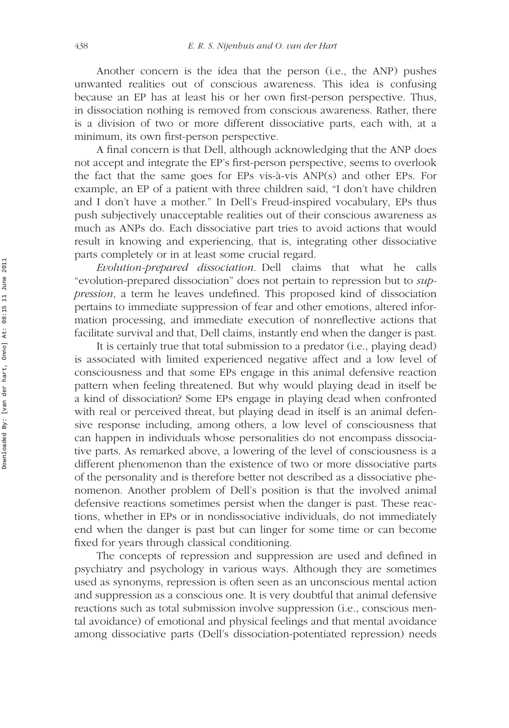Another concern is the idea that the person (i.e., the ANP) pushes unwanted realities out of conscious awareness. This idea is confusing because an EP has at least his or her own first-person perspective. Thus, in dissociation nothing is removed from conscious awareness. Rather, there is a division of two or more different dissociative parts, each with, at a minimum, its own first-person perspective.

A final concern is that Dell, although acknowledging that the ANP does not accept and integrate the EP's first-person perspective, seems to overlook the fact that the same goes for EPs vis-à-vis ANP(s) and other EPs. For example, an EP of a patient with three children said, "I don't have children and I don't have a mother." In Dell's Freud-inspired vocabulary, EPs thus push subjectively unacceptable realities out of their conscious awareness as much as ANPs do. Each dissociative part tries to avoid actions that would result in knowing and experiencing, that is, integrating other dissociative parts completely or in at least some crucial regard.

*Evolution-prepared dissociation.* Dell claims that what he calls "evolution-prepared dissociation" does not pertain to repression but to *suppression*, a term he leaves undefined. This proposed kind of dissociation pertains to immediate suppression of fear and other emotions, altered information processing, and immediate execution of nonreflective actions that facilitate survival and that, Dell claims, instantly end when the danger is past.

It is certainly true that total submission to a predator (i.e., playing dead) is associated with limited experienced negative affect and a low level of consciousness and that some EPs engage in this animal defensive reaction pattern when feeling threatened. But why would playing dead in itself be a kind of dissociation? Some EPs engage in playing dead when confronted with real or perceived threat, but playing dead in itself is an animal defensive response including, among others, a low level of consciousness that can happen in individuals whose personalities do not encompass dissociative parts. As remarked above, a lowering of the level of consciousness is a different phenomenon than the existence of two or more dissociative parts of the personality and is therefore better not described as a dissociative phenomenon. Another problem of Dell's position is that the involved animal defensive reactions sometimes persist when the danger is past. These reactions, whether in EPs or in nondissociative individuals, do not immediately end when the danger is past but can linger for some time or can become fixed for years through classical conditioning.

The concepts of repression and suppression are used and defined in psychiatry and psychology in various ways. Although they are sometimes used as synonyms, repression is often seen as an unconscious mental action and suppression as a conscious one. It is very doubtful that animal defensive reactions such as total submission involve suppression (i.e., conscious mental avoidance) of emotional and physical feelings and that mental avoidance among dissociative parts (Dell's dissociation-potentiated repression) needs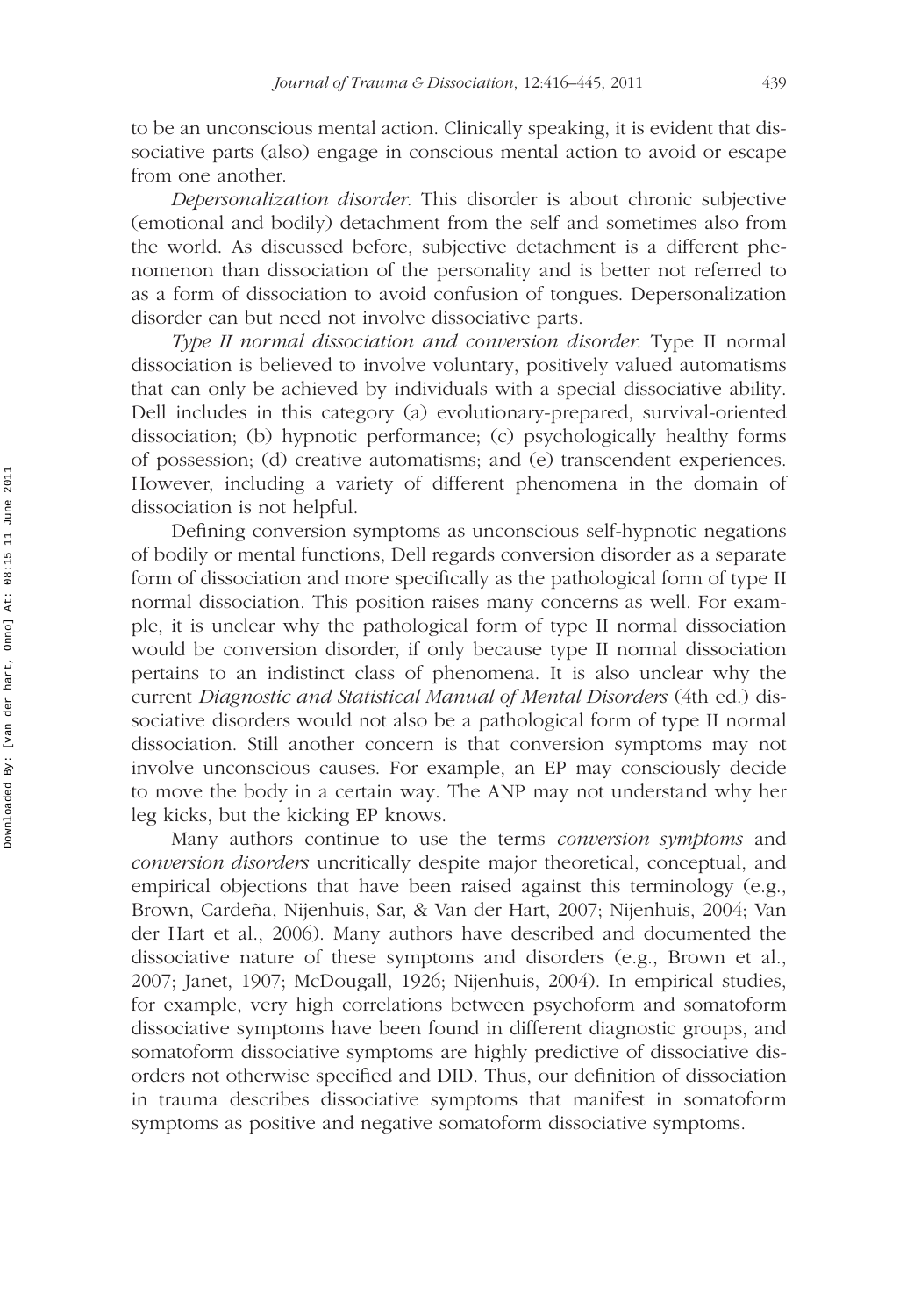to be an unconscious mental action. Clinically speaking, it is evident that dissociative parts (also) engage in conscious mental action to avoid or escape from one another.

*Depersonalization disorder.* This disorder is about chronic subjective (emotional and bodily) detachment from the self and sometimes also from the world. As discussed before, subjective detachment is a different phenomenon than dissociation of the personality and is better not referred to as a form of dissociation to avoid confusion of tongues. Depersonalization disorder can but need not involve dissociative parts.

*Type II normal dissociation and conversion disorder.* Type II normal dissociation is believed to involve voluntary, positively valued automatisms that can only be achieved by individuals with a special dissociative ability. Dell includes in this category (a) evolutionary-prepared, survival-oriented dissociation; (b) hypnotic performance; (c) psychologically healthy forms of possession; (d) creative automatisms; and (e) transcendent experiences. However, including a variety of different phenomena in the domain of dissociation is not helpful.

Defining conversion symptoms as unconscious self-hypnotic negations of bodily or mental functions, Dell regards conversion disorder as a separate form of dissociation and more specifically as the pathological form of type II normal dissociation. This position raises many concerns as well. For example, it is unclear why the pathological form of type II normal dissociation would be conversion disorder, if only because type II normal dissociation pertains to an indistinct class of phenomena. It is also unclear why the current *Diagnostic and Statistical Manual of Mental Disorders* (4th ed.) dissociative disorders would not also be a pathological form of type II normal dissociation. Still another concern is that conversion symptoms may not involve unconscious causes. For example, an EP may consciously decide to move the body in a certain way. The ANP may not understand why her leg kicks, but the kicking EP knows.

Many authors continue to use the terms *conversion symptoms* and *conversion disorders* uncritically despite major theoretical, conceptual, and empirical objections that have been raised against this terminology (e.g., Brown, Cardeña, Nijenhuis, Sar, & Van der Hart, 2007; Nijenhuis, 2004; Van der Hart et al., 2006). Many authors have described and documented the dissociative nature of these symptoms and disorders (e.g., Brown et al., 2007; Janet, 1907; McDougall, 1926; Nijenhuis, 2004). In empirical studies, for example, very high correlations between psychoform and somatoform dissociative symptoms have been found in different diagnostic groups, and somatoform dissociative symptoms are highly predictive of dissociative disorders not otherwise specified and DID. Thus, our definition of dissociation in trauma describes dissociative symptoms that manifest in somatoform symptoms as positive and negative somatoform dissociative symptoms.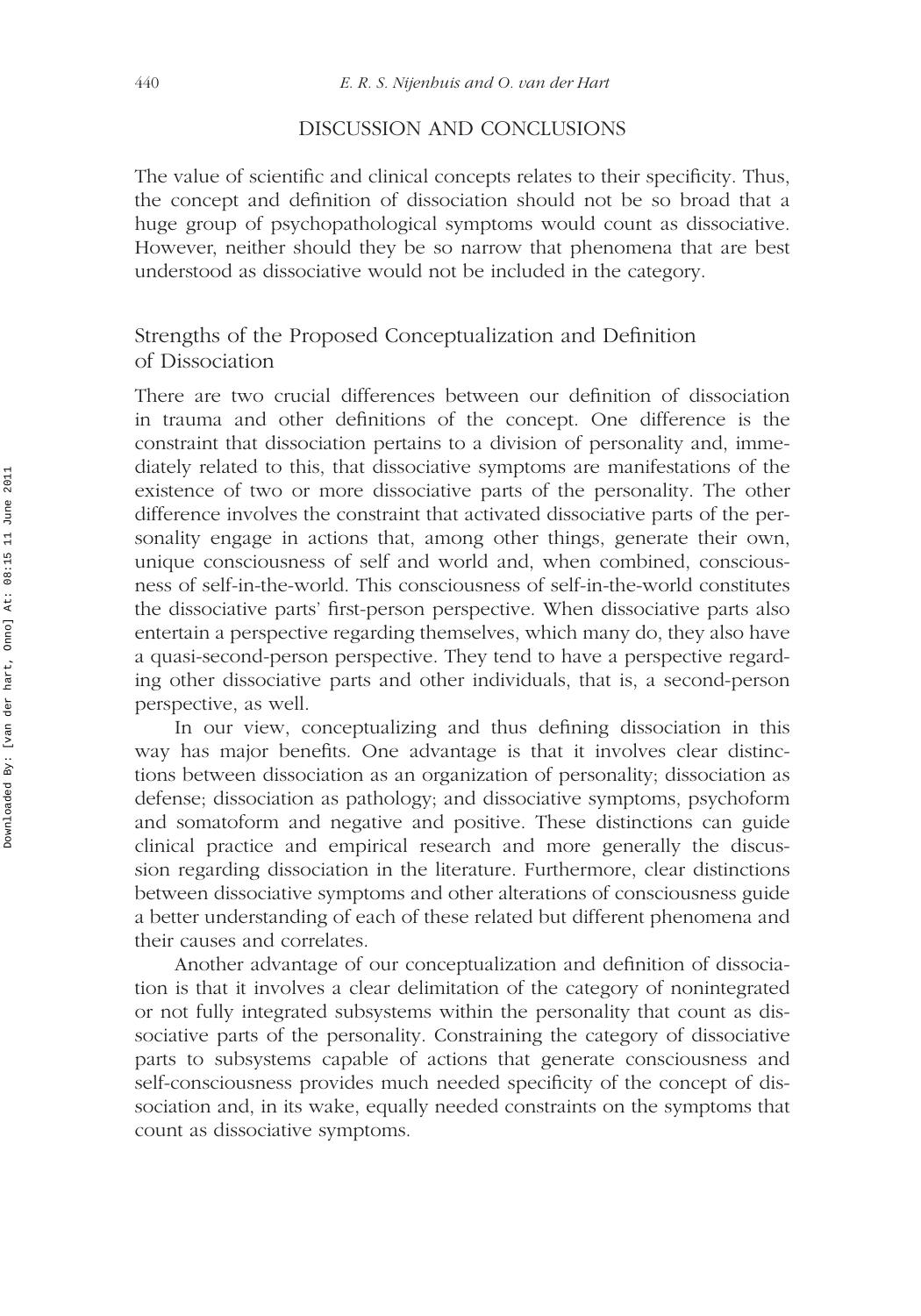## DISCUSSION AND CONCLUSIONS

The value of scientific and clinical concepts relates to their specificity. Thus, the concept and definition of dissociation should not be so broad that a huge group of psychopathological symptoms would count as dissociative. However, neither should they be so narrow that phenomena that are best understood as dissociative would not be included in the category.

### Strengths of the Proposed Conceptualization and Definition of Dissociation

There are two crucial differences between our definition of dissociation in trauma and other definitions of the concept. One difference is the constraint that dissociation pertains to a division of personality and, immediately related to this, that dissociative symptoms are manifestations of the existence of two or more dissociative parts of the personality. The other difference involves the constraint that activated dissociative parts of the personality engage in actions that, among other things, generate their own, unique consciousness of self and world and, when combined, consciousness of self-in-the-world. This consciousness of self-in-the-world constitutes the dissociative parts' first-person perspective. When dissociative parts also entertain a perspective regarding themselves, which many do, they also have a quasi-second-person perspective. They tend to have a perspective regarding other dissociative parts and other individuals, that is, a second-person perspective, as well.

In our view, conceptualizing and thus defining dissociation in this way has major benefits. One advantage is that it involves clear distinctions between dissociation as an organization of personality; dissociation as defense; dissociation as pathology; and dissociative symptoms, psychoform and somatoform and negative and positive. These distinctions can guide clinical practice and empirical research and more generally the discussion regarding dissociation in the literature. Furthermore, clear distinctions between dissociative symptoms and other alterations of consciousness guide a better understanding of each of these related but different phenomena and their causes and correlates.

Another advantage of our conceptualization and definition of dissociation is that it involves a clear delimitation of the category of nonintegrated or not fully integrated subsystems within the personality that count as dissociative parts of the personality. Constraining the category of dissociative parts to subsystems capable of actions that generate consciousness and self-consciousness provides much needed specificity of the concept of dissociation and, in its wake, equally needed constraints on the symptoms that count as dissociative symptoms.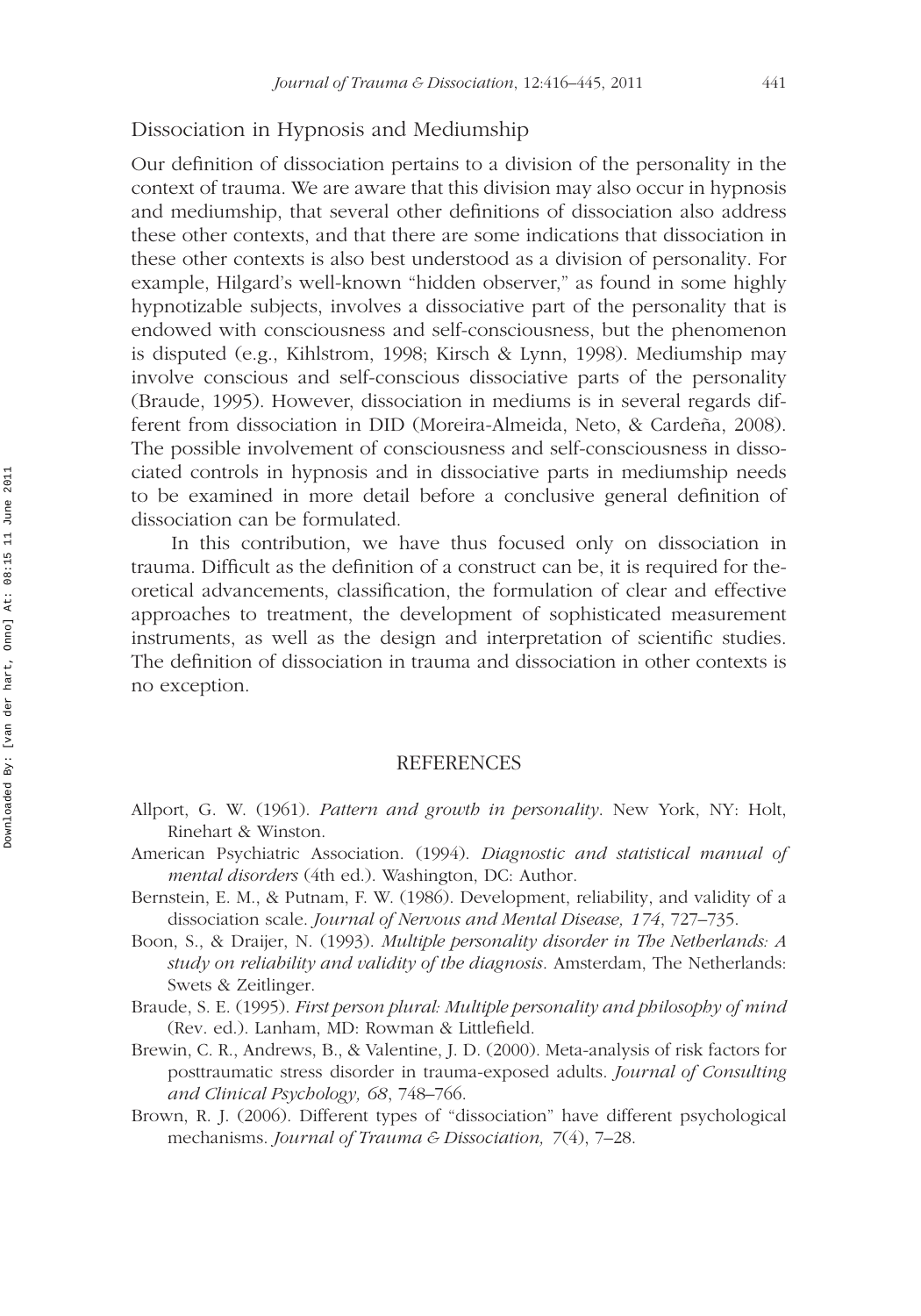## Dissociation in Hypnosis and Mediumship

Our definition of dissociation pertains to a division of the personality in the context of trauma. We are aware that this division may also occur in hypnosis and mediumship, that several other definitions of dissociation also address these other contexts, and that there are some indications that dissociation in these other contexts is also best understood as a division of personality. For example, Hilgard's well-known "hidden observer," as found in some highly hypnotizable subjects, involves a dissociative part of the personality that is endowed with consciousness and self-consciousness, but the phenomenon is disputed (e.g., Kihlstrom, 1998; Kirsch & Lynn, 1998). Mediumship may involve conscious and self-conscious dissociative parts of the personality (Braude, 1995). However, dissociation in mediums is in several regards different from dissociation in DID (Moreira-Almeida, Neto, & Cardeña, 2008). The possible involvement of consciousness and self-consciousness in dissociated controls in hypnosis and in dissociative parts in mediumship needs to be examined in more detail before a conclusive general definition of dissociation can be formulated.

In this contribution, we have thus focused only on dissociation in trauma. Difficult as the definition of a construct can be, it is required for theoretical advancements, classification, the formulation of clear and effective approaches to treatment, the development of sophisticated measurement instruments, as well as the design and interpretation of scientific studies. The definition of dissociation in trauma and dissociation in other contexts is no exception.

# REFERENCES

Allport, G. W. (1961). *Pattern and growth in personality*. New York, NY: Holt, Rinehart & Winston.

American Psychiatric Association. (1994). *Diagnostic and statistical manual of mental disorders* (4th ed.). Washington, DC: Author.

Bernstein, E. M., & Putnam, F. W. (1986). Development, reliability, and validity of a dissociation scale. *Journal of Nervous and Mental Disease, 174*, 727–735.

Boon, S., & Draijer, N. (1993). *Multiple personality disorder in The Netherlands: A study on reliability and validity of the diagnosis*. Amsterdam, The Netherlands: Swets & Zeitlinger.

Braude, S. E. (1995). *First person plural: Multiple personality and philosophy of mind* (Rev. ed.). Lanham, MD: Rowman & Littlefield.

Brewin, C. R., Andrews, B., & Valentine, J. D. (2000). Meta-analysis of risk factors for posttraumatic stress disorder in trauma-exposed adults. *Journal of Consulting and Clinical Psychology, 68*, 748–766.

Brown, R. J. (2006). Different types of "dissociation" have different psychological mechanisms. *Journal of Trauma & Dissociation, 7*(4), 7–28.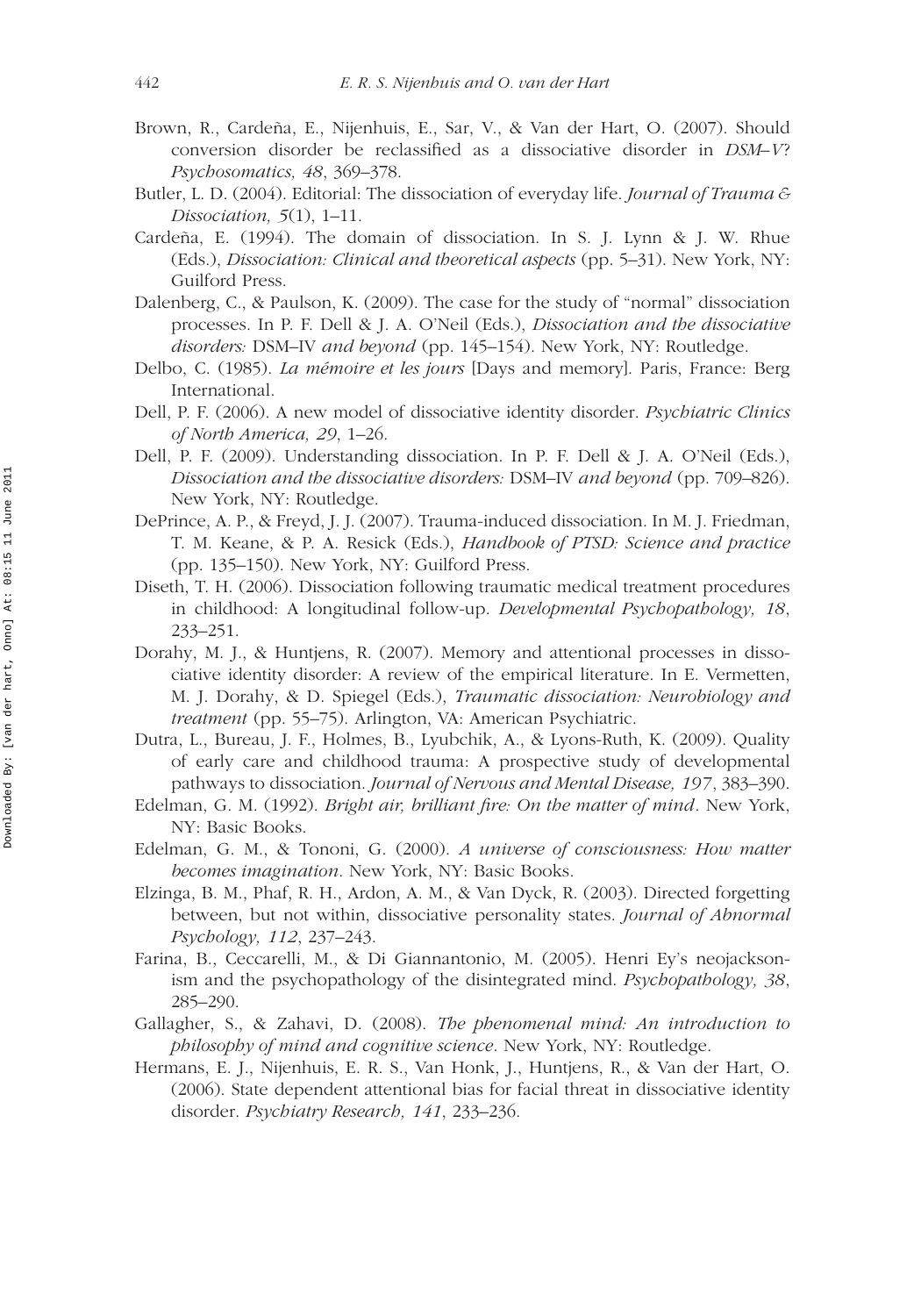Brown, R., Cardeña, E., Nijenhuis, E., Sar, V., & Van der Hart, O. (2007). Should conversion disorder be reclassified as a dissociative disorder in *DSM–V*? *Psychosomatics, 48*, 369–378.

Butler, L. D. (2004). Editorial: The dissociation of everyday life. *Journal of Trauma & Dissociation, 5*(1), 1–11.

Cardeña, E. (1994). The domain of dissociation. In S. J. Lynn & J. W. Rhue (Eds.), *Dissociation: Clinical and theoretical aspects* (pp. 5–31). New York, NY: Guilford Press.

Dalenberg, C., & Paulson, K. (2009). The case for the study of "normal" dissociation processes. In P. F. Dell & J. A. O'Neil (Eds.), *Dissociation and the dissociative disorders:* DSM–IV *and beyond* (pp. 145–154). New York, NY: Routledge.

Delbo, C. (1985). *La mémoire et les jours* [Days and memory]. Paris, France: Berg International.

Dell, P. F. (2006). A new model of dissociative identity disorder. *Psychiatric Clinics of North America, 29*, 1–26.

Dell, P. F. (2009). Understanding dissociation. In P. F. Dell & J. A. O'Neil (Eds.), *Dissociation and the dissociative disorders:* DSM–IV *and beyond* (pp. 709–826). New York, NY: Routledge.

DePrince, A. P., & Freyd, J. J. (2007). Trauma-induced dissociation. In M. J. Friedman, T. M. Keane, & P. A. Resick (Eds.), *Handbook of PTSD: Science and practice* (pp. 135–150). New York, NY: Guilford Press.

Diseth, T. H. (2006). Dissociation following traumatic medical treatment procedures in childhood: A longitudinal follow-up. *Developmental Psychopathology, 18*, 233–251.

Dorahy, M. J., & Huntjens, R. (2007). Memory and attentional processes in dissociative identity disorder: A review of the empirical literature. In E. Vermetten, M. J. Dorahy, & D. Spiegel (Eds.), *Traumatic dissociation: Neurobiology and treatment* (pp. 55–75). Arlington, VA: American Psychiatric.

Dutra, L., Bureau, J. F., Holmes, B., Lyubchik, A., & Lyons-Ruth, K. (2009). Quality of early care and childhood trauma: A prospective study of developmental pathways to dissociation. *Journal of Nervous and Mental Disease, 197*, 383–390.

Edelman, G. M. (1992). *Bright air, brilliant fire: On the matter of mind*. New York, NY: Basic Books.

Edelman, G. M., & Tononi, G. (2000). *A universe of consciousness: How matter becomes imagination*. New York, NY: Basic Books.

Elzinga, B. M., Phaf, R. H., Ardon, A. M., & Van Dyck, R. (2003). Directed forgetting between, but not within, dissociative personality states. *Journal of Abnormal Psychology, 112*, 237–243.

Farina, B., Ceccarelli, M., & Di Giannantonio, M. (2005). Henri Ey's neojacksonism and the psychopathology of the disintegrated mind. *Psychopathology, 38*, 285–290.

Gallagher, S., & Zahavi, D. (2008). *The phenomenal mind: An introduction to philosophy of mind and cognitive science*. New York, NY: Routledge.

Hermans, E. J., Nijenhuis, E. R. S., Van Honk, J., Huntjens, R., & Van der Hart, O. (2006). State dependent attentional bias for facial threat in dissociative identity disorder. *Psychiatry Research, 141*, 233–236.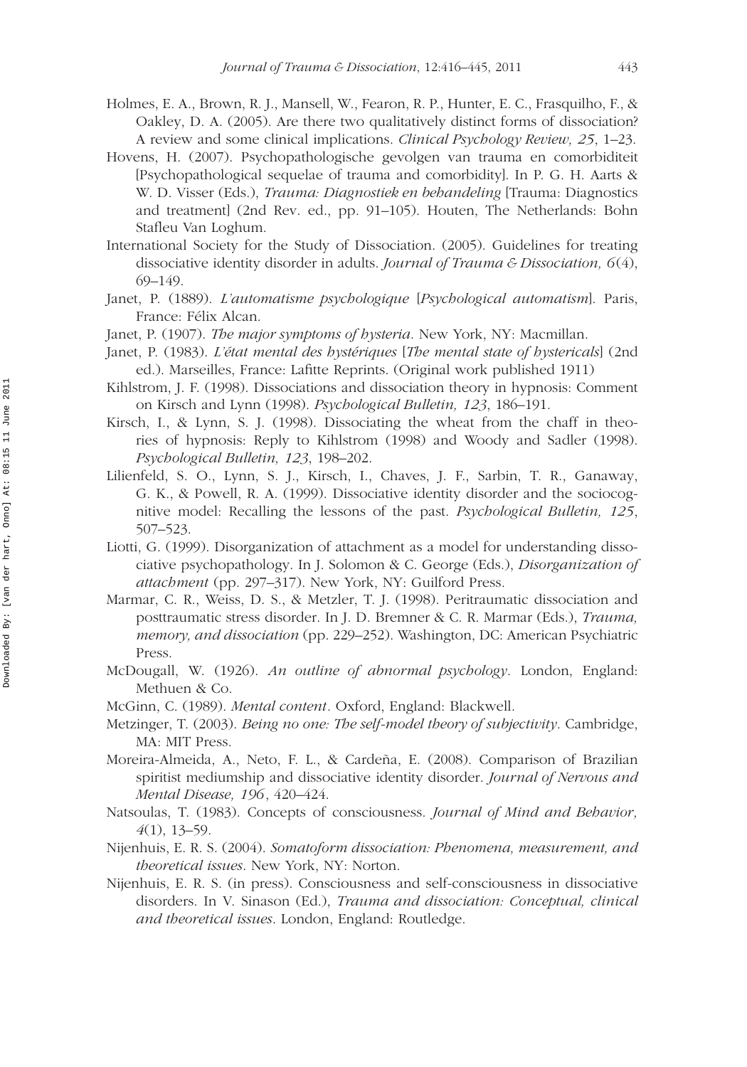Holmes, E. A., Brown, R. J., Mansell, W., Fearon, R. P., Hunter, E. C., Frasquilho, F., & Oakley, D. A. (2005). Are there two qualitatively distinct forms of dissociation? A review and some clinical implications. *Clinical Psychology Review, 25*, 1–23.

Hovens, H. (2007). Psychopathologische gevolgen van trauma en comorbiditeit [Psychopathological sequelae of trauma and comorbidity]. In P. G. H. Aarts & W. D. Visser (Eds.), *Trauma: Diagnostiek en behandeling* [Trauma: Diagnostics and treatment] (2nd Rev. ed., pp. 91–105). Houten, The Netherlands: Bohn Stafleu Van Loghum.

International Society for the Study of Dissociation. (2005). Guidelines for treating dissociative identity disorder in adults. *Journal of Trauma & Dissociation, 6*(4), 69–149.

Janet, P. (1889). *L'automatisme psychologique* [*Psychological automatism*]. Paris, France: Félix Alcan.

Janet, P. (1907). *The major symptoms of hysteria*. New York, NY: Macmillan.

Janet, P. (1983). *L'état mental des hystériques* [*The mental state of hystericals*] (2nd ed.). Marseilles, France: Lafitte Reprints. (Original work published 1911)

Kihlstrom, J. F. (1998). Dissociations and dissociation theory in hypnosis: Comment on Kirsch and Lynn (1998). *Psychological Bulletin, 123*, 186–191.

Kirsch, I., & Lynn, S. J. (1998). Dissociating the wheat from the chaff in theories of hypnosis: Reply to Kihlstrom (1998) and Woody and Sadler (1998). *Psychological Bulletin, 123*, 198–202.

Lilienfeld, S. O., Lynn, S. J., Kirsch, I., Chaves, J. F., Sarbin, T. R., Ganaway, G. K., & Powell, R. A. (1999). Dissociative identity disorder and the sociocognitive model: Recalling the lessons of the past. *Psychological Bulletin, 125*, 507–523.

Liotti, G. (1999). Disorganization of attachment as a model for understanding dissociative psychopathology. In J. Solomon & C. George (Eds.), *Disorganization of attachment* (pp. 297–317). New York, NY: Guilford Press.

Marmar, C. R., Weiss, D. S., & Metzler, T. J. (1998). Peritraumatic dissociation and posttraumatic stress disorder. In J. D. Bremner & C. R. Marmar (Eds.), *Trauma, memory, and dissociation* (pp. 229–252). Washington, DC: American Psychiatric Press.

McDougall, W. (1926). *An outline of abnormal psychology*. London, England: Methuen & Co.

McGinn, C. (1989). *Mental content*. Oxford, England: Blackwell.

Metzinger, T. (2003). *Being no one: The self-model theory of subjectivity*. Cambridge, MA: MIT Press.

Moreira-Almeida, A., Neto, F. L., & Cardeña, E. (2008). Comparison of Brazilian spiritist mediumship and dissociative identity disorder. *Journal of Nervous and Mental Disease, 196*, 420–424.

Natsoulas, T. (1983). Concepts of consciousness. *Journal of Mind and Behavior, 4*(1), 13–59.

Nijenhuis, E. R. S. (2004). *Somatoform dissociation: Phenomena, measurement, and theoretical issues*. New York, NY: Norton.

Nijenhuis, E. R. S. (in press). Consciousness and self-consciousness in dissociative disorders. In V. Sinason (Ed.), *Trauma and dissociation: Conceptual, clinical and theoretical issues*. London, England: Routledge.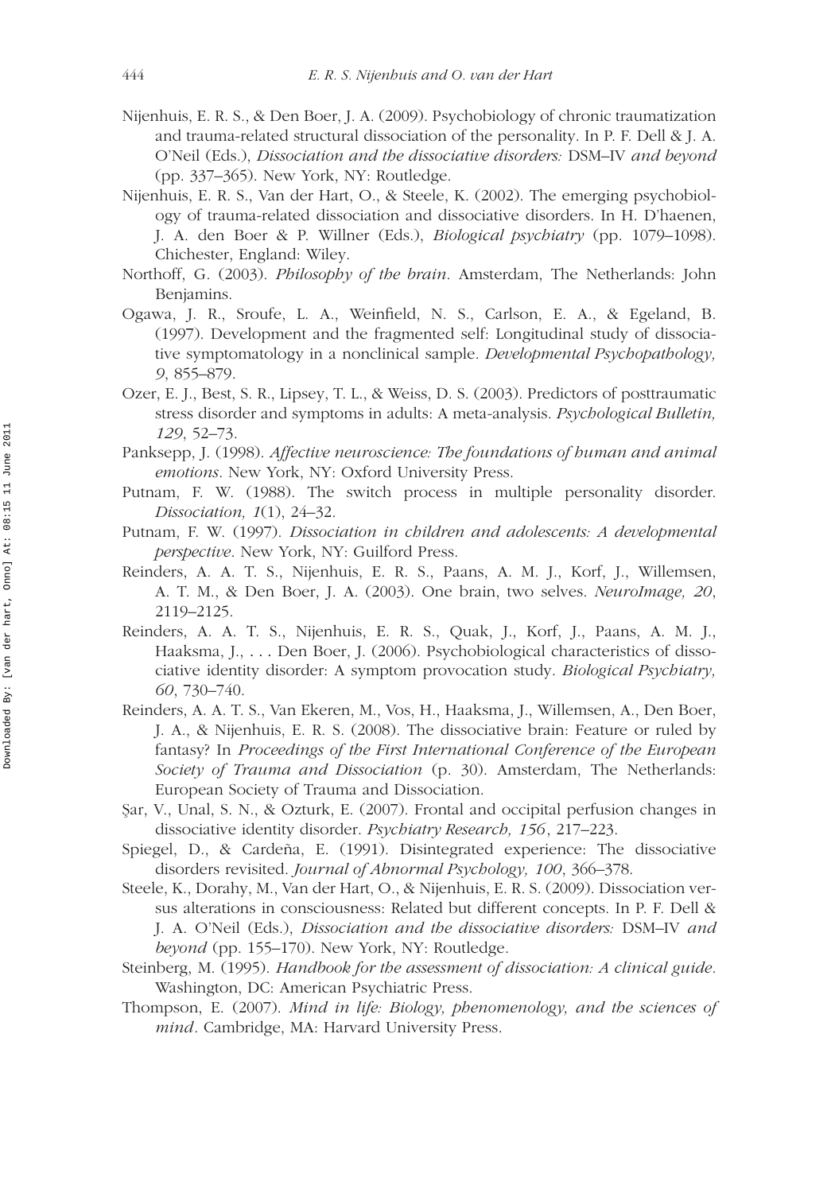Nijenhuis, E. R. S., & Den Boer, J. A. (2009). Psychobiology of chronic traumatization and trauma-related structural dissociation of the personality. In P. F. Dell & J. A. O'Neil (Eds.), *Dissociation and the dissociative disorders:* DSM–IV *and beyond* (pp. 337–365). New York, NY: Routledge.

Nijenhuis, E. R. S., Van der Hart, O., & Steele, K. (2002). The emerging psychobiology of trauma-related dissociation and dissociative disorders. In H. D'haenen, J. A. den Boer & P. Willner (Eds.), *Biological psychiatry* (pp. 1079–1098). Chichester, England: Wiley.

Northoff, G. (2003). *Philosophy of the brain*. Amsterdam, The Netherlands: John Benjamins.

Ogawa, J. R., Sroufe, L. A., Weinfield, N. S., Carlson, E. A., & Egeland, B. (1997). Development and the fragmented self: Longitudinal study of dissociative symptomatology in a nonclinical sample. *Developmental Psychopathology, 9*, 855–879.

Ozer, E. J., Best, S. R., Lipsey, T. L., & Weiss, D. S. (2003). Predictors of posttraumatic stress disorder and symptoms in adults: A meta-analysis. *Psychological Bulletin, 129*, 52–73.

Panksepp, J. (1998). *Affective neuroscience: The foundations of human and animal emotions*. New York, NY: Oxford University Press.

Putnam, F. W. (1988). The switch process in multiple personality disorder. *Dissociation, 1*(1), 24–32.

Putnam, F. W. (1997). *Dissociation in children and adolescents: A developmental perspective*. New York, NY: Guilford Press.

Reinders, A. A. T. S., Nijenhuis, E. R. S., Paans, A. M. J., Korf, J., Willemsen, A. T. M., & Den Boer, J. A. (2003). One brain, two selves. *NeuroImage, 20*, 2119–2125.

Reinders, A. A. T. S., Nijenhuis, E. R. S., Quak, J., Korf, J., Paans, A. M. J., Haaksma, J., . . . Den Boer, J. (2006). Psychobiological characteristics of dissociative identity disorder: A symptom provocation study. *Biological Psychiatry, 60*, 730–740.

Reinders, A. A. T. S., Van Ekeren, M., Vos, H., Haaksma, J., Willemsen, A., Den Boer, J. A., & Nijenhuis, E. R. S. (2008). The dissociative brain: Feature or ruled by fantasy? In *Proceedings of the First International Conference of the European Society of Trauma and Dissociation* (p. 30). Amsterdam, The Netherlands: European Society of Trauma and Dissociation.

Şar, V., Unal, S. N., & Ozturk, E. (2007). Frontal and occipital perfusion changes in dissociative identity disorder. *Psychiatry Research, 156*, 217–223.

Spiegel, D., & Cardeña, E. (1991). Disintegrated experience: The dissociative disorders revisited. *Journal of Abnormal Psychology, 100*, 366–378.

Steele, K., Dorahy, M., Van der Hart, O., & Nijenhuis, E. R. S. (2009). Dissociation versus alterations in consciousness: Related but different concepts. In P. F. Dell & J. A. O'Neil (Eds.), *Dissociation and the dissociative disorders:* DSM–IV *and beyond* (pp. 155–170). New York, NY: Routledge.

Steinberg, M. (1995). *Handbook for the assessment of dissociation: A clinical guide*. Washington, DC: American Psychiatric Press.

Thompson, E. (2007). *Mind in life: Biology, phenomenology, and the sciences of mind*. Cambridge, MA: Harvard University Press.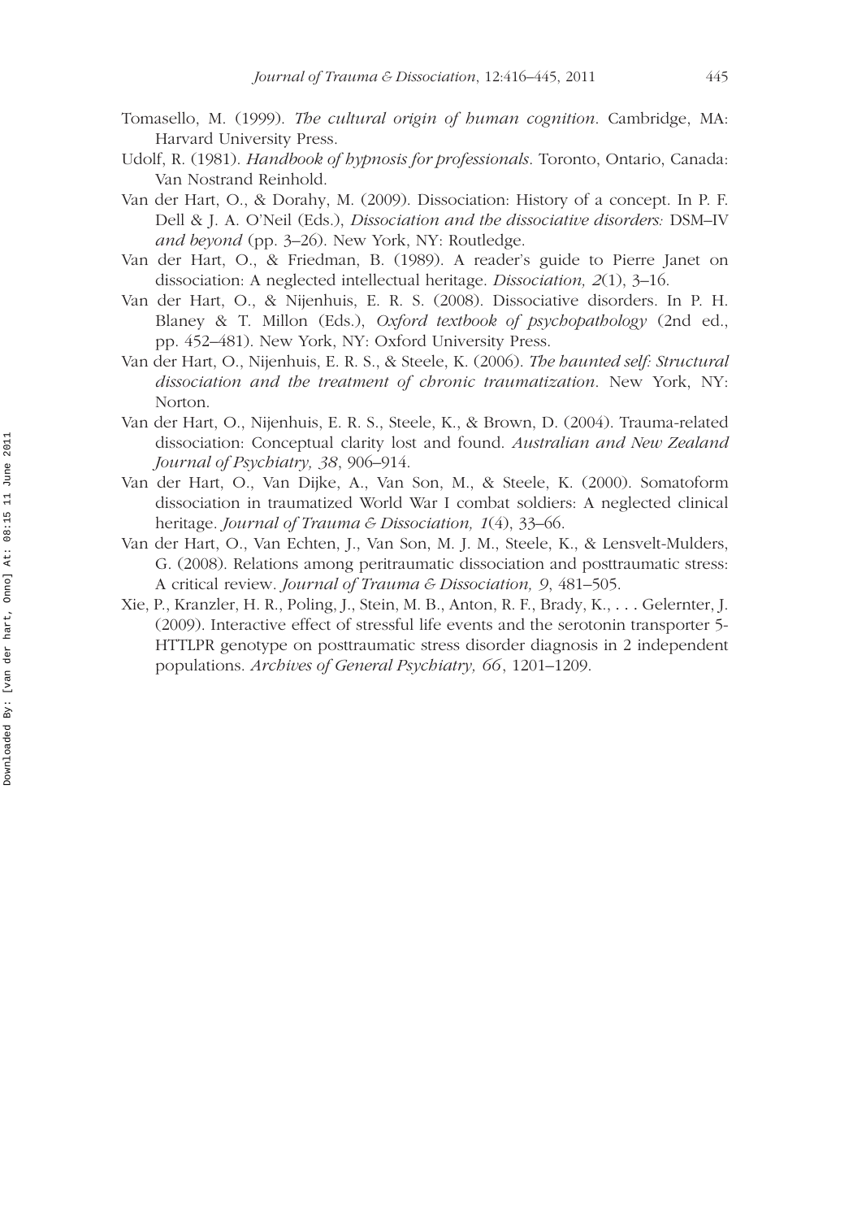Tomasello, M. (1999). *The cultural origin of human cognition*. Cambridge, MA: Harvard University Press.

Udolf, R. (1981). *Handbook of hypnosis for professionals*. Toronto, Ontario, Canada: Van Nostrand Reinhold.

Van der Hart, O., & Dorahy, M. (2009). Dissociation: History of a concept. In P. F. Dell & J. A. O'Neil (Eds.), *Dissociation and the dissociative disorders:* DSM–IV *and beyond* (pp. 3–26). New York, NY: Routledge.

Van der Hart, O., & Friedman, B. (1989). A reader's guide to Pierre Janet on dissociation: A neglected intellectual heritage. *Dissociation, 2*(1), 3–16.

Van der Hart, O., & Nijenhuis, E. R. S. (2008). Dissociative disorders. In P. H. Blaney & T. Millon (Eds.), *Oxford textbook of psychopathology* (2nd ed., pp. 452–481). New York, NY: Oxford University Press.

Van der Hart, O., Nijenhuis, E. R. S., & Steele, K. (2006). *The haunted self: Structural dissociation and the treatment of chronic traumatization*. New York, NY: Norton.

Van der Hart, O., Nijenhuis, E. R. S., Steele, K., & Brown, D. (2004). Trauma-related dissociation: Conceptual clarity lost and found. *Australian and New Zealand Journal of Psychiatry, 38*, 906–914.

Van der Hart, O., Van Dijke, A., Van Son, M., & Steele, K. (2000). Somatoform dissociation in traumatized World War I combat soldiers: A neglected clinical heritage. *Journal of Trauma & Dissociation, 1*(4), 33–66.

Van der Hart, O., Van Echten, J., Van Son, M. J. M., Steele, K., & Lensvelt-Mulders, G. (2008). Relations among peritraumatic dissociation and posttraumatic stress: A critical review. *Journal of Trauma & Dissociation, 9*, 481–505.

Xie, P., Kranzler, H. R., Poling, J., Stein, M. B., Anton, R. F., Brady, K., . . . Gelernter, J. (2009). Interactive effect of stressful life events and the serotonin transporter 5-HTTLPR genotype on posttraumatic stress disorder diagnosis in 2 independent populations. *Archives of General Psychiatry, 66*, 1201–1209.